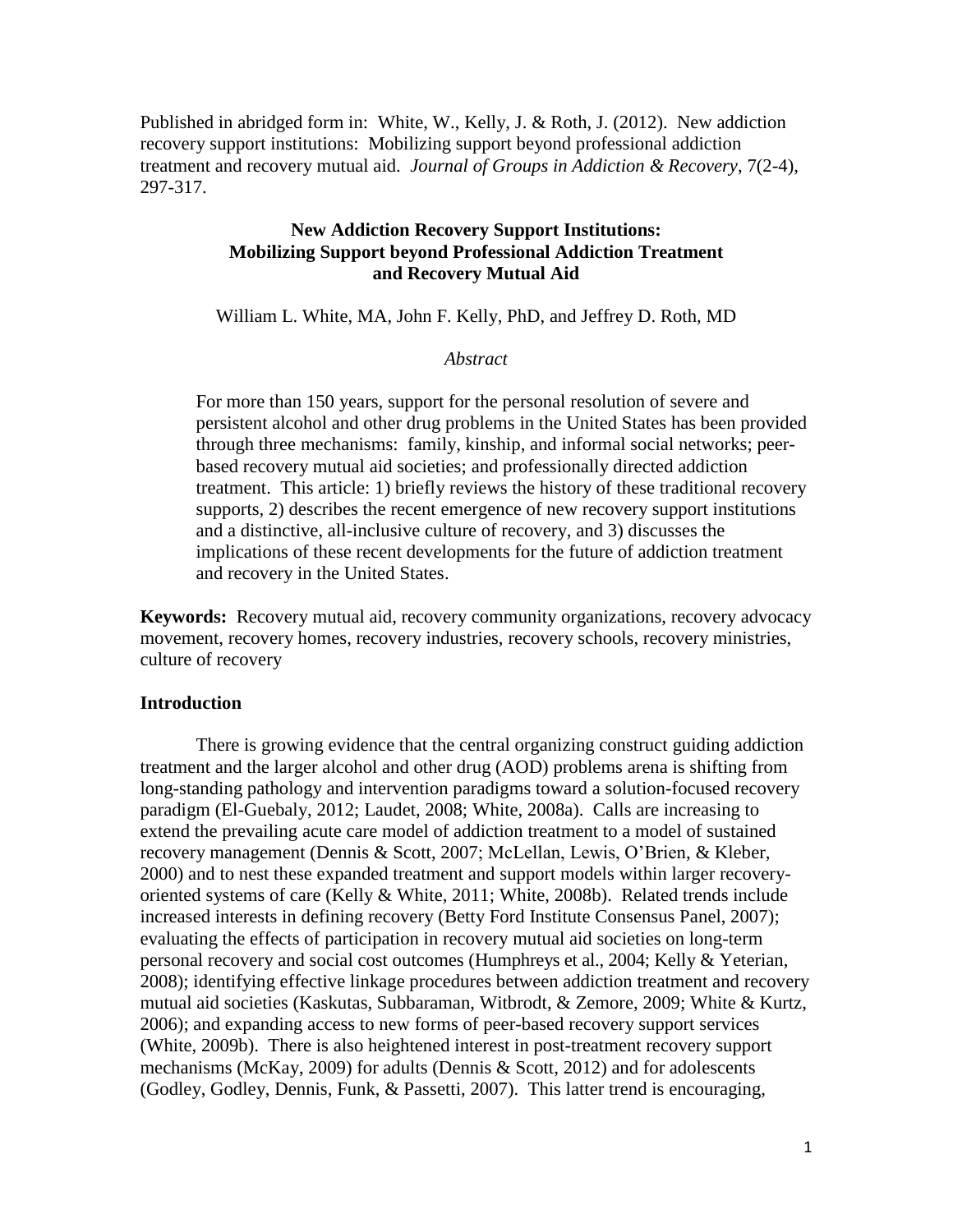Published in abridged form in: White, W., Kelly, J. & Roth, J. (2012). New addiction recovery support institutions: Mobilizing support beyond professional addiction treatment and recovery mutual aid. *Journal of Groups in Addiction & Recovery*, 7(2-4), 297-317.

# New Addiction Recovery Support Institutions: Mobilizing Support beyond Professional Addiction Treatment and Recovery Mutual Aid

William L. White, MA, John F. Kelly, PhD, and Jeffrey D. Roth, MD

*Abstract*

> For more than 150 years, support for the personal resolution of severe and persistent alcohol and other drug problems in the United States has been provided through three mechanisms: family, kinship, and informal social networks; peer-based recovery mutual aid societies; and professionally directed addiction treatment. This article: 1) briefly reviews the history of these traditional recovery supports, 2) describes the recent emergence of new recovery support institutions and a distinctive, all-inclusive culture of recovery, and 3) discusses the implications of these recent developments for the future of addiction treatment and recovery in the United States.

**Keywords:** Recovery mutual aid, recovery community organizations, recovery advocacy movement, recovery homes, recovery industries, recovery schools, recovery ministries, culture of recovery

## Introduction

There is growing evidence that the central organizing construct guiding addiction treatment and the larger alcohol and other drug (AOD) problems arena is shifting from long-standing pathology and intervention paradigms toward a solution-focused recovery paradigm (El-Guebaly, 2012; Laudet, 2008; White, 2008a). Calls are increasing to extend the prevailing acute care model of addiction treatment to a model of sustained recovery management (Dennis & Scott, 2007; McLellan, Lewis, O'Brien, & Kleber, 2000) and to nest these expanded treatment and support models within larger recovery-oriented systems of care (Kelly & White, 2011; White, 2008b). Related trends include increased interests in defining recovery (Betty Ford Institute Consensus Panel, 2007); evaluating the effects of participation in recovery mutual aid societies on long-term personal recovery and social cost outcomes (Humphreys et al., 2004; Kelly & Yeterian, 2008); identifying effective linkage procedures between addiction treatment and recovery mutual aid societies (Kaskutas, Subbaraman, Witbrodt, & Zemore, 2009; White & Kurtz, 2006); and expanding access to new forms of peer-based recovery support services (White, 2009b). There is also heightened interest in post-treatment recovery support mechanisms (McKay, 2009) for adults (Dennis & Scott, 2012) and for adolescents (Godley, Godley, Dennis, Funk, & Passetti, 2007). This latter trend is encouraging,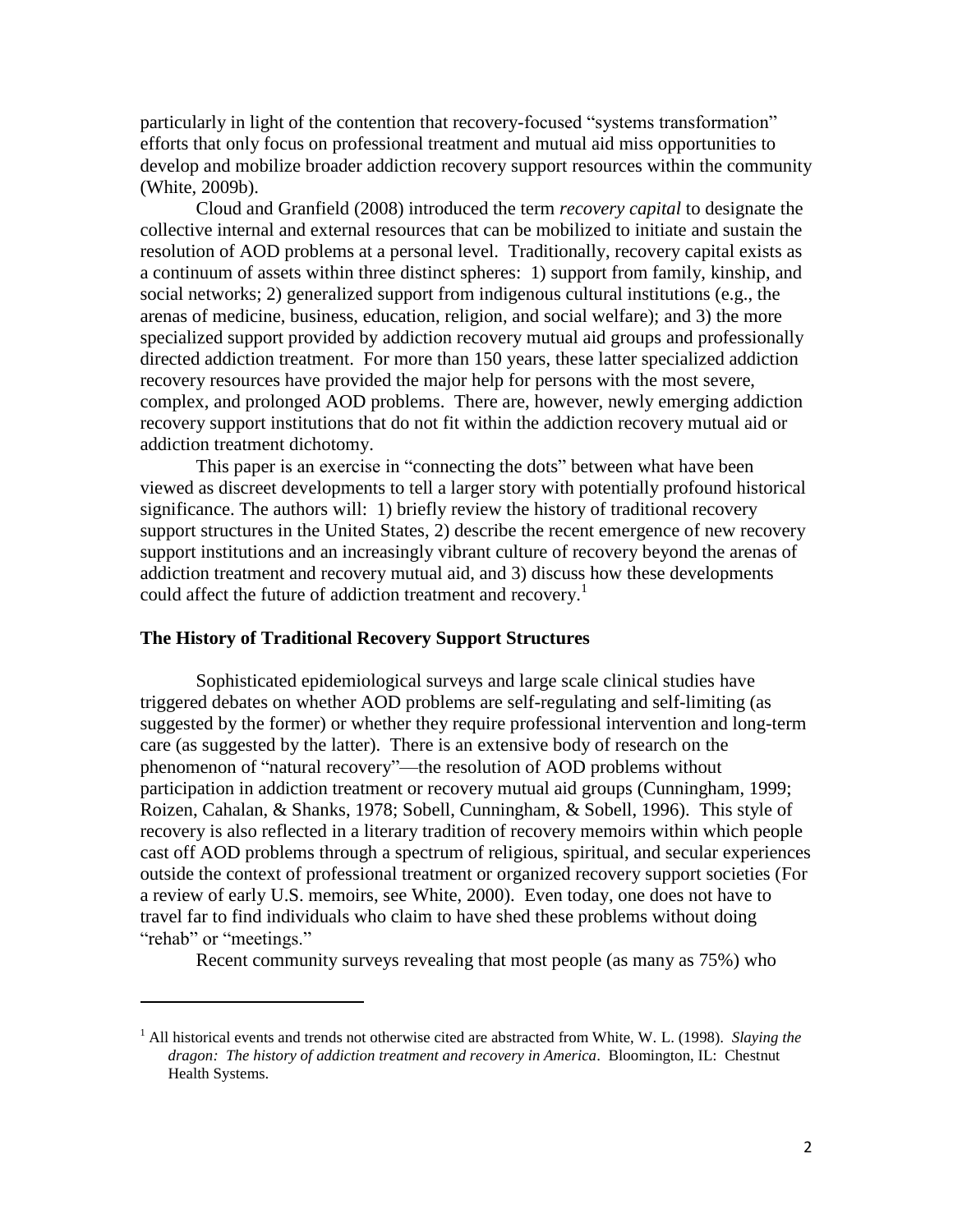particularly in light of the contention that recovery-focused "systems transformation" efforts that only focus on professional treatment and mutual aid miss opportunities to develop and mobilize broader addiction recovery support resources within the community (White, 2009b).

Cloud and Granfield (2008) introduced the term *recovery capital* to designate the collective internal and external resources that can be mobilized to initiate and sustain the resolution of AOD problems at a personal level. Traditionally, recovery capital exists as a continuum of assets within three distinct spheres: 1) support from family, kinship, and social networks; 2) generalized support from indigenous cultural institutions (e.g., the arenas of medicine, business, education, religion, and social welfare); and 3) the more specialized support provided by addiction recovery mutual aid groups and professionally directed addiction treatment. For more than 150 years, these latter specialized addiction recovery resources have provided the major help for persons with the most severe, complex, and prolonged AOD problems. There are, however, newly emerging addiction recovery support institutions that do not fit within the addiction recovery mutual aid or addiction treatment dichotomy.

This paper is an exercise in "connecting the dots" between what have been viewed as discreet developments to tell a larger story with potentially profound historical significance. The authors will: 1) briefly review the history of traditional recovery support structures in the United States, 2) describe the recent emergence of new recovery support institutions and an increasingly vibrant culture of recovery beyond the arenas of addiction treatment and recovery mutual aid, and 3) discuss how these developments could affect the future of addiction treatment and recovery.[1]

## The History of Traditional Recovery Support Structures

Sophisticated epidemiological surveys and large scale clinical studies have triggered debates on whether AOD problems are self-regulating and self-limiting (as suggested by the former) or whether they require professional intervention and long-term care (as suggested by the latter). There is an extensive body of research on the phenomenon of "natural recovery"—the resolution of AOD problems without participation in addiction treatment or recovery mutual aid groups (Cunningham, 1999; Roizen, Cahalan, & Shanks, 1978; Sobell, Cunningham, & Sobell, 1996). This style of recovery is also reflected in a literary tradition of recovery memoirs within which people cast off AOD problems through a spectrum of religious, spiritual, and secular experiences outside the context of professional treatment or organized recovery support societies (For a review of early U.S. memoirs, see White, 2000). Even today, one does not have to travel far to find individuals who claim to have shed these problems without doing "rehab" or "meetings."

Recent community surveys revealing that most people (as many as 75%) who

---

[1] All historical events and trends not otherwise cited are abstracted from White, W. L. (1998). *Slaying the dragon: The history of addiction treatment and recovery in America*. Bloomington, IL: Chestnut Health Systems.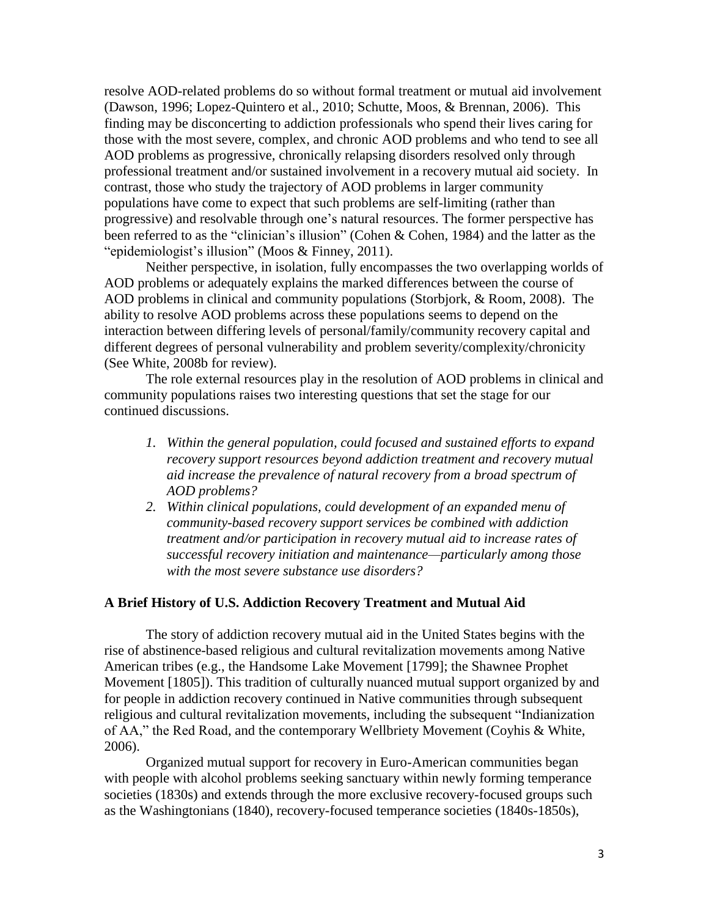resolve AOD-related problems do so without formal treatment or mutual aid involvement (Dawson, 1996; Lopez-Quintero et al., 2010; Schutte, Moos, & Brennan, 2006). This finding may be disconcerting to addiction professionals who spend their lives caring for those with the most severe, complex, and chronic AOD problems and who tend to see all AOD problems as progressive, chronically relapsing disorders resolved only through professional treatment and/or sustained involvement in a recovery mutual aid society. In contrast, those who study the trajectory of AOD problems in larger community populations have come to expect that such problems are self-limiting (rather than progressive) and resolvable through one's natural resources. The former perspective has been referred to as the "clinician's illusion" (Cohen & Cohen, 1984) and the latter as the "epidemiologist's illusion" (Moos & Finney, 2011).

Neither perspective, in isolation, fully encompasses the two overlapping worlds of AOD problems or adequately explains the marked differences between the course of AOD problems in clinical and community populations (Storbjork, & Room, 2008). The ability to resolve AOD problems across these populations seems to depend on the interaction between differing levels of personal/family/community recovery capital and different degrees of personal vulnerability and problem severity/complexity/chronicity (See White, 2008b for review).

The role external resources play in the resolution of AOD problems in clinical and community populations raises two interesting questions that set the stage for our continued discussions.

1. *Within the general population, could focused and sustained efforts to expand recovery support resources beyond addiction treatment and recovery mutual aid increase the prevalence of natural recovery from a broad spectrum of AOD problems?*
2. *Within clinical populations, could development of an expanded menu of community-based recovery support services be combined with addiction treatment and/or participation in recovery mutual aid to increase rates of successful recovery initiation and maintenance—particularly among those with the most severe substance use disorders?*

### A Brief History of U.S. Addiction Recovery Treatment and Mutual Aid

The story of addiction recovery mutual aid in the United States begins with the rise of abstinence-based religious and cultural revitalization movements among Native American tribes (e.g., the Handsome Lake Movement [1799]; the Shawnee Prophet Movement [1805]). This tradition of culturally nuanced mutual support organized by and for people in addiction recovery continued in Native communities through subsequent religious and cultural revitalization movements, including the subsequent "Indianization of AA," the Red Road, and the contemporary Wellbriety Movement (Coyhis & White, 2006).

Organized mutual support for recovery in Euro-American communities began with people with alcohol problems seeking sanctuary within newly forming temperance societies (1830s) and extends through the more exclusive recovery-focused groups such as the Washingtonians (1840), recovery-focused temperance societies (1840s-1850s),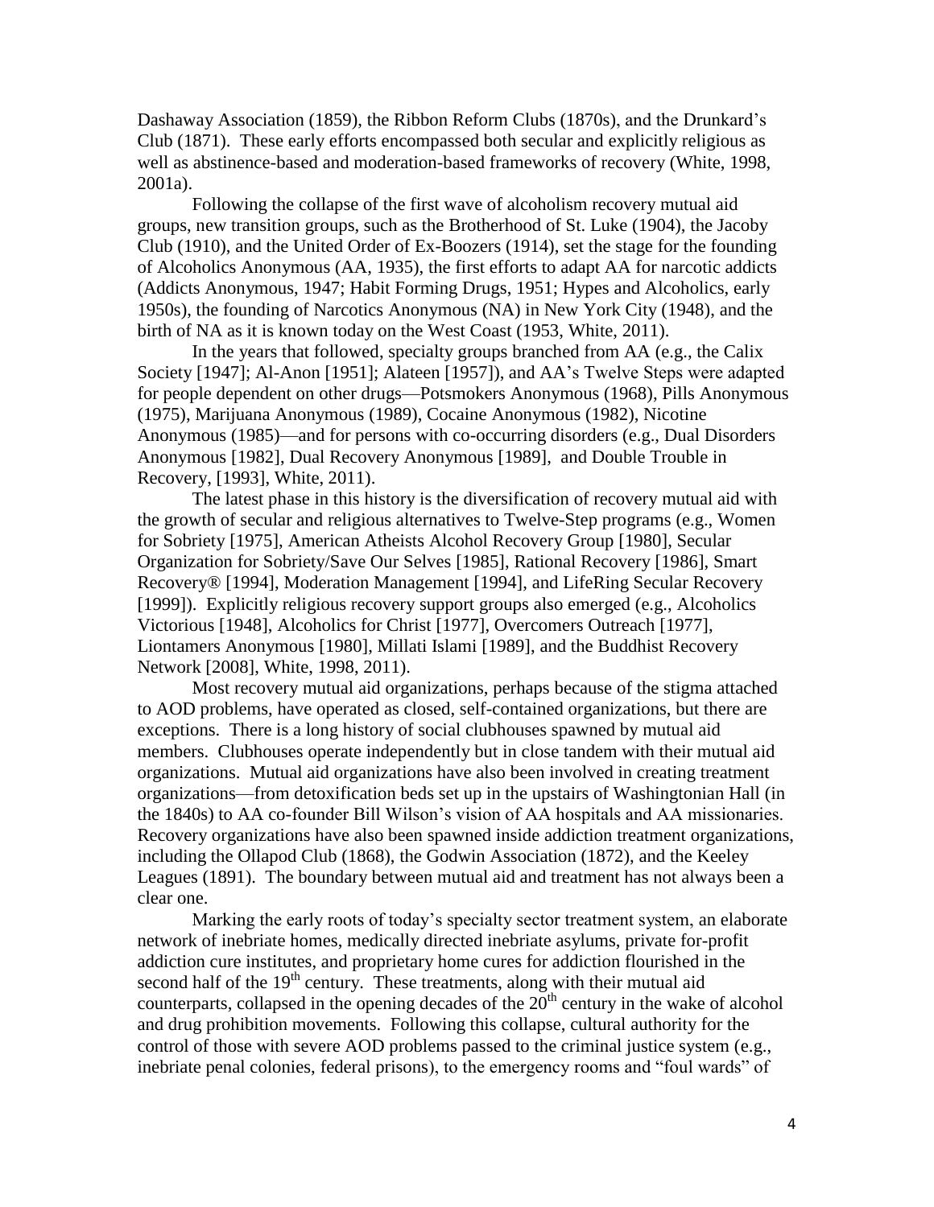Dashaway Association (1859), the Ribbon Reform Clubs (1870s), and the Drunkard's Club (1871). These early efforts encompassed both secular and explicitly religious as well as abstinence-based and moderation-based frameworks of recovery (White, 1998, 2001a).

Following the collapse of the first wave of alcoholism recovery mutual aid groups, new transition groups, such as the Brotherhood of St. Luke (1904), the Jacoby Club (1910), and the United Order of Ex-Boozers (1914), set the stage for the founding of Alcoholics Anonymous (AA, 1935), the first efforts to adapt AA for narcotic addicts (Addicts Anonymous, 1947; Habit Forming Drugs, 1951; Hypes and Alcoholics, early 1950s), the founding of Narcotics Anonymous (NA) in New York City (1948), and the birth of NA as it is known today on the West Coast (1953, White, 2011).

In the years that followed, specialty groups branched from AA (e.g., the Calix Society [1947]; Al-Anon [1951]; Alateen [1957]), and AA's Twelve Steps were adapted for people dependent on other drugs—Potsmokers Anonymous (1968), Pills Anonymous (1975), Marijuana Anonymous (1989), Cocaine Anonymous (1982), Nicotine Anonymous (1985)—and for persons with co-occurring disorders (e.g., Dual Disorders Anonymous [1982], Dual Recovery Anonymous [1989], and Double Trouble in Recovery, [1993], White, 2011).

The latest phase in this history is the diversification of recovery mutual aid with the growth of secular and religious alternatives to Twelve-Step programs (e.g., Women for Sobriety [1975], American Atheists Alcohol Recovery Group [1980], Secular Organization for Sobriety/Save Our Selves [1985], Rational Recovery [1986], Smart Recovery® [1994], Moderation Management [1994], and LifeRing Secular Recovery [1999]). Explicitly religious recovery support groups also emerged (e.g., Alcoholics Victorious [1948], Alcoholics for Christ [1977], Overcomers Outreach [1977], Liontamers Anonymous [1980], Millati Islami [1989], and the Buddhist Recovery Network [2008], White, 1998, 2011).

Most recovery mutual aid organizations, perhaps because of the stigma attached to AOD problems, have operated as closed, self-contained organizations, but there are exceptions. There is a long history of social clubhouses spawned by mutual aid members. Clubhouses operate independently but in close tandem with their mutual aid organizations. Mutual aid organizations have also been involved in creating treatment organizations—from detoxification beds set up in the upstairs of Washingtonian Hall (in the 1840s) to AA co-founder Bill Wilson's vision of AA hospitals and AA missionaries. Recovery organizations have also been spawned inside addiction treatment organizations, including the Ollapod Club (1868), the Godwin Association (1872), and the Keeley Leagues (1891). The boundary between mutual aid and treatment has not always been a clear one.

Marking the early roots of today's specialty sector treatment system, an elaborate network of inebriate homes, medically directed inebriate asylums, private for-profit addiction cure institutes, and proprietary home cures for addiction flourished in the second half of the 19th century. These treatments, along with their mutual aid counterparts, collapsed in the opening decades of the 20th century in the wake of alcohol and drug prohibition movements. Following this collapse, cultural authority for the control of those with severe AOD problems passed to the criminal justice system (e.g., inebriate penal colonies, federal prisons), to the emergency rooms and "foul wards" of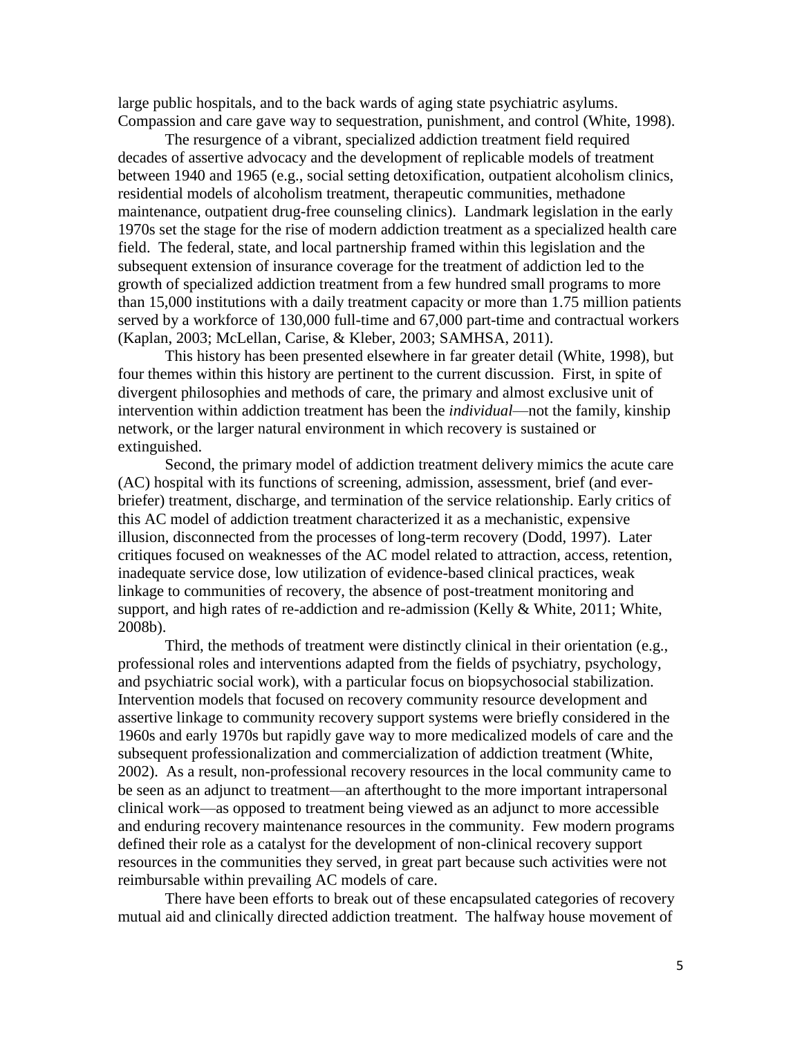large public hospitals, and to the back wards of aging state psychiatric asylums. Compassion and care gave way to sequestration, punishment, and control (White, 1998).

The resurgence of a vibrant, specialized addiction treatment field required decades of assertive advocacy and the development of replicable models of treatment between 1940 and 1965 (e.g., social setting detoxification, outpatient alcoholism clinics, residential models of alcoholism treatment, therapeutic communities, methadone maintenance, outpatient drug-free counseling clinics). Landmark legislation in the early 1970s set the stage for the rise of modern addiction treatment as a specialized health care field. The federal, state, and local partnership framed within this legislation and the subsequent extension of insurance coverage for the treatment of addiction led to the growth of specialized addiction treatment from a few hundred small programs to more than 15,000 institutions with a daily treatment capacity or more than 1.75 million patients served by a workforce of 130,000 full-time and 67,000 part-time and contractual workers (Kaplan, 2003; McLellan, Carise, & Kleber, 2003; SAMHSA, 2011).

This history has been presented elsewhere in far greater detail (White, 1998), but four themes within this history are pertinent to the current discussion. First, in spite of divergent philosophies and methods of care, the primary and almost exclusive unit of intervention within addiction treatment has been the *individual*—not the family, kinship network, or the larger natural environment in which recovery is sustained or extinguished.

Second, the primary model of addiction treatment delivery mimics the acute care (AC) hospital with its functions of screening, admission, assessment, brief (and ever-briefer) treatment, discharge, and termination of the service relationship. Early critics of this AC model of addiction treatment characterized it as a mechanistic, expensive illusion, disconnected from the processes of long-term recovery (Dodd, 1997). Later critiques focused on weaknesses of the AC model related to attraction, access, retention, inadequate service dose, low utilization of evidence-based clinical practices, weak linkage to communities of recovery, the absence of post-treatment monitoring and support, and high rates of re-addiction and re-admission (Kelly & White, 2011; White, 2008b).

Third, the methods of treatment were distinctly clinical in their orientation (e.g., professional roles and interventions adapted from the fields of psychiatry, psychology, and psychiatric social work), with a particular focus on biopsychosocial stabilization. Intervention models that focused on recovery community resource development and assertive linkage to community recovery support systems were briefly considered in the 1960s and early 1970s but rapidly gave way to more medicalized models of care and the subsequent professionalization and commercialization of addiction treatment (White, 2002). As a result, non-professional recovery resources in the local community came to be seen as an adjunct to treatment—an afterthought to the more important intrapersonal clinical work—as opposed to treatment being viewed as an adjunct to more accessible and enduring recovery maintenance resources in the community. Few modern programs defined their role as a catalyst for the development of non-clinical recovery support resources in the communities they served, in great part because such activities were not reimbursable within prevailing AC models of care.

There have been efforts to break out of these encapsulated categories of recovery mutual aid and clinically directed addiction treatment. The halfway house movement of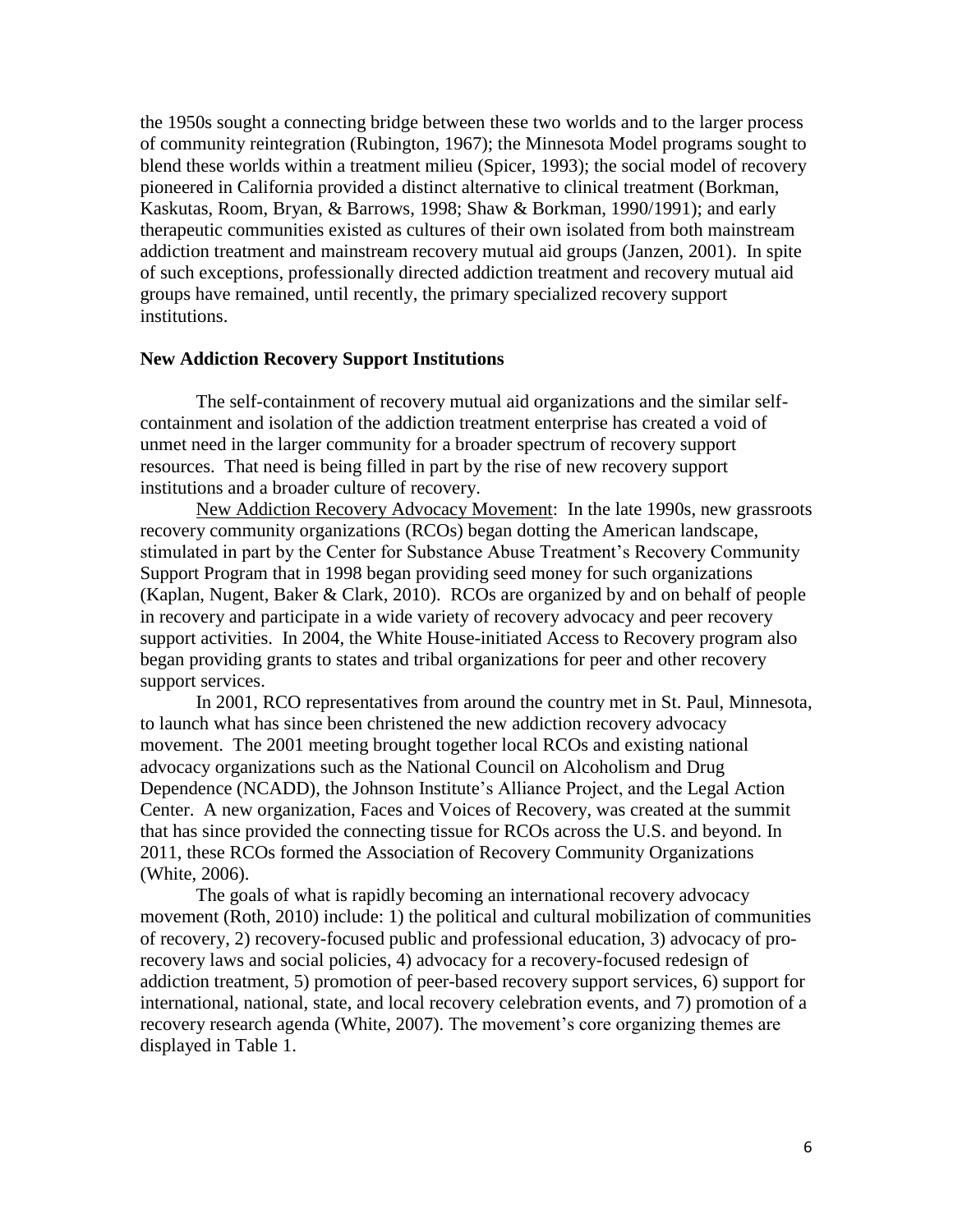the 1950s sought a connecting bridge between these two worlds and to the larger process of community reintegration (Rubington, 1967); the Minnesota Model programs sought to blend these worlds within a treatment milieu (Spicer, 1993); the social model of recovery pioneered in California provided a distinct alternative to clinical treatment (Borkman, Kaskutas, Room, Bryan, & Barrows, 1998; Shaw & Borkman, 1990/1991); and early therapeutic communities existed as cultures of their own isolated from both mainstream addiction treatment and mainstream recovery mutual aid groups (Janzen, 2001). In spite of such exceptions, professionally directed addiction treatment and recovery mutual aid groups have remained, until recently, the primary specialized recovery support institutions.

**New Addiction Recovery Support Institutions**

The self-containment of recovery mutual aid organizations and the similar self-containment and isolation of the addiction treatment enterprise has created a void of unmet need in the larger community for a broader spectrum of recovery support resources. That need is being filled in part by the rise of new recovery support institutions and a broader culture of recovery.

New Addiction Recovery Advocacy Movement: In the late 1990s, new grassroots recovery community organizations (RCOs) began dotting the American landscape, stimulated in part by the Center for Substance Abuse Treatment's Recovery Community Support Program that in 1998 began providing seed money for such organizations (Kaplan, Nugent, Baker & Clark, 2010). RCOs are organized by and on behalf of people in recovery and participate in a wide variety of recovery advocacy and peer recovery support activities. In 2004, the White House-initiated Access to Recovery program also began providing grants to states and tribal organizations for peer and other recovery support services.

In 2001, RCO representatives from around the country met in St. Paul, Minnesota, to launch what has since been christened the new addiction recovery advocacy movement. The 2001 meeting brought together local RCOs and existing national advocacy organizations such as the National Council on Alcoholism and Drug Dependence (NCADD), the Johnson Institute's Alliance Project, and the Legal Action Center. A new organization, Faces and Voices of Recovery, was created at the summit that has since provided the connecting tissue for RCOs across the U.S. and beyond. In 2011, these RCOs formed the Association of Recovery Community Organizations (White, 2006).

The goals of what is rapidly becoming an international recovery advocacy movement (Roth, 2010) include: 1) the political and cultural mobilization of communities of recovery, 2) recovery-focused public and professional education, 3) advocacy of pro-recovery laws and social policies, 4) advocacy for a recovery-focused redesign of addiction treatment, 5) promotion of peer-based recovery support services, 6) support for international, national, state, and local recovery celebration events, and 7) promotion of a recovery research agenda (White, 2007). The movement's core organizing themes are displayed in Table 1.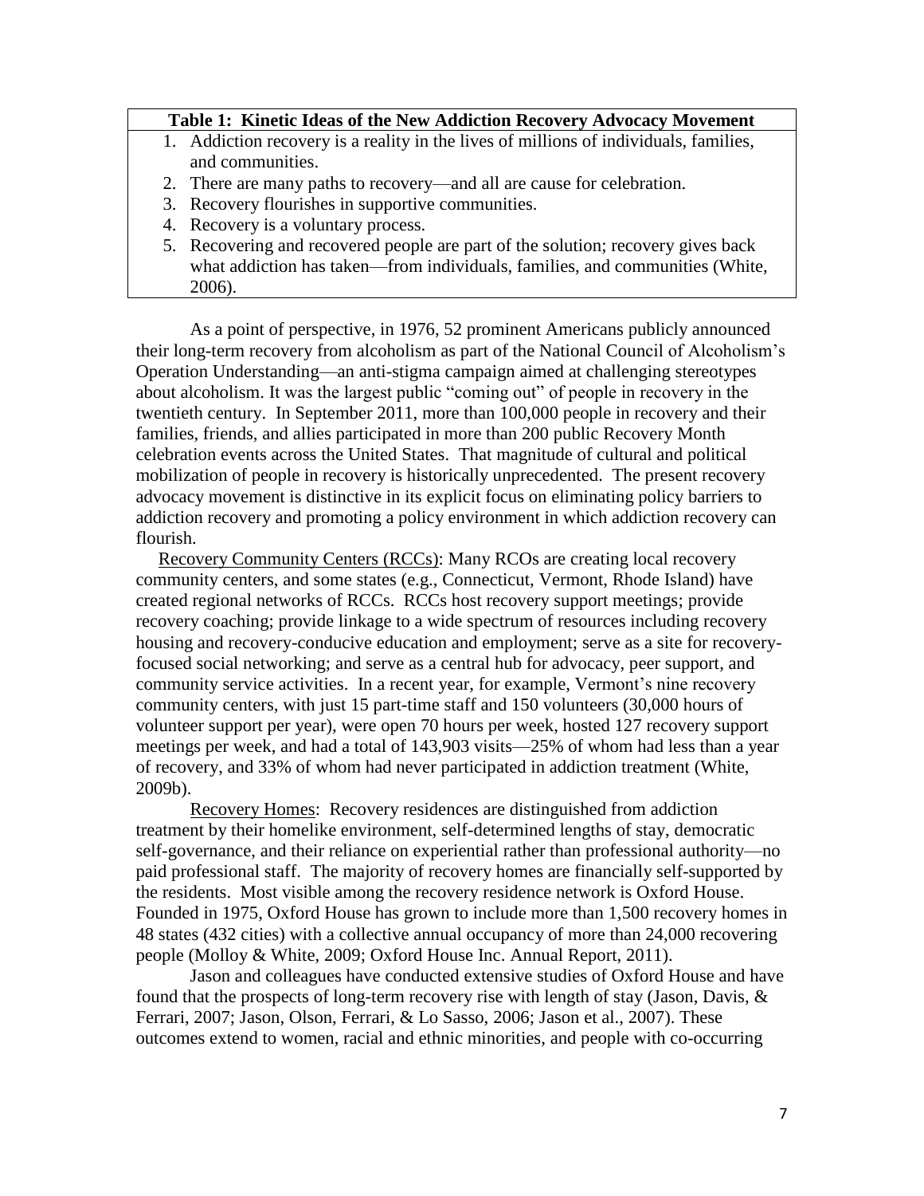| Table 1: Kinetic Ideas of the New Addiction Recovery Advocacy Movement |
|---|
| 1. Addiction recovery is a reality in the lives of millions of individuals, families, and communities. |
| 2. There are many paths to recovery—and all are cause for celebration. |
| 3. Recovery flourishes in supportive communities. |
| 4. Recovery is a voluntary process. |
| 5. Recovering and recovered people are part of the solution; recovery gives back what addiction has taken—from individuals, families, and communities (White, 2006). |

As a point of perspective, in 1976, 52 prominent Americans publicly announced their long-term recovery from alcoholism as part of the National Council of Alcoholism's Operation Understanding—an anti-stigma campaign aimed at challenging stereotypes about alcoholism. It was the largest public "coming out" of people in recovery in the twentieth century. In September 2011, more than 100,000 people in recovery and their families, friends, and allies participated in more than 200 public Recovery Month celebration events across the United States. That magnitude of cultural and political mobilization of people in recovery is historically unprecedented. The present recovery advocacy movement is distinctive in its explicit focus on eliminating policy barriers to addiction recovery and promoting a policy environment in which addiction recovery can flourish.

Recovery Community Centers (RCCs): Many RCOs are creating local recovery community centers, and some states (e.g., Connecticut, Vermont, Rhode Island) have created regional networks of RCCs. RCCs host recovery support meetings; provide recovery coaching; provide linkage to a wide spectrum of resources including recovery housing and recovery-conducive education and employment; serve as a site for recovery-focused social networking; and serve as a central hub for advocacy, peer support, and community service activities. In a recent year, for example, Vermont's nine recovery community centers, with just 15 part-time staff and 150 volunteers (30,000 hours of volunteer support per year), were open 70 hours per week, hosted 127 recovery support meetings per week, and had a total of 143,903 visits—25% of whom had less than a year of recovery, and 33% of whom had never participated in addiction treatment (White, 2009b).

Recovery Homes: Recovery residences are distinguished from addiction treatment by their homelike environment, self-determined lengths of stay, democratic self-governance, and their reliance on experiential rather than professional authority—no paid professional staff. The majority of recovery homes are financially self-supported by the residents. Most visible among the recovery residence network is Oxford House. Founded in 1975, Oxford House has grown to include more than 1,500 recovery homes in 48 states (432 cities) with a collective annual occupancy of more than 24,000 recovering people (Molloy & White, 2009; Oxford House Inc. Annual Report, 2011).

Jason and colleagues have conducted extensive studies of Oxford House and have found that the prospects of long-term recovery rise with length of stay (Jason, Davis, & Ferrari, 2007; Jason, Olson, Ferrari, & Lo Sasso, 2006; Jason et al., 2007). These outcomes extend to women, racial and ethnic minorities, and people with co-occurring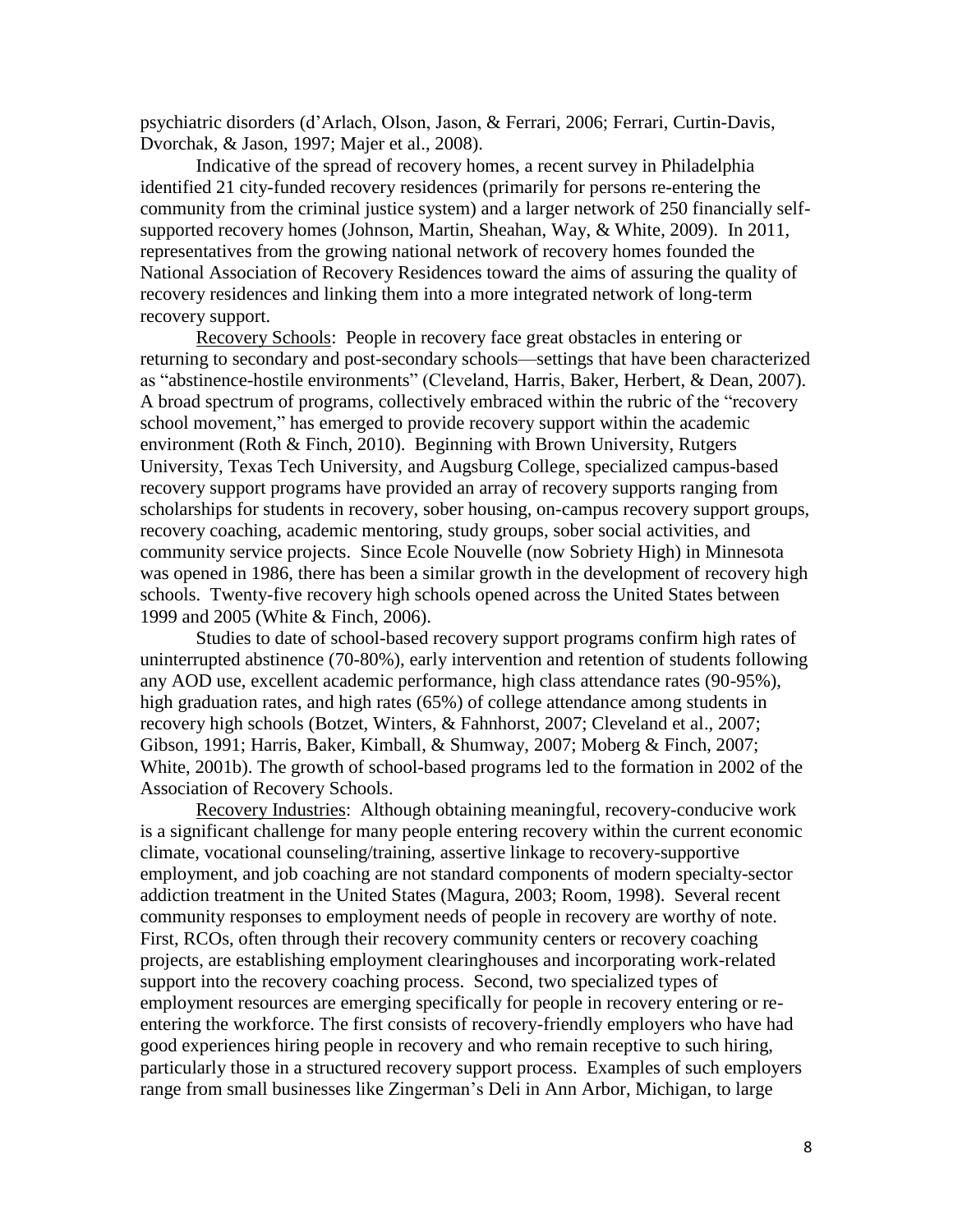psychiatric disorders (d'Arlach, Olson, Jason, & Ferrari, 2006; Ferrari, Curtin-Davis, Dvorchak, & Jason, 1997; Majer et al., 2008).

Indicative of the spread of recovery homes, a recent survey in Philadelphia identified 21 city-funded recovery residences (primarily for persons re-entering the community from the criminal justice system) and a larger network of 250 financially self-supported recovery homes (Johnson, Martin, Sheahan, Way, & White, 2009). In 2011, representatives from the growing national network of recovery homes founded the National Association of Recovery Residences toward the aims of assuring the quality of recovery residences and linking them into a more integrated network of long-term recovery support.

Recovery Schools: People in recovery face great obstacles in entering or returning to secondary and post-secondary schools—settings that have been characterized as "abstinence-hostile environments" (Cleveland, Harris, Baker, Herbert, & Dean, 2007). A broad spectrum of programs, collectively embraced within the rubric of the "recovery school movement," has emerged to provide recovery support within the academic environment (Roth & Finch, 2010). Beginning with Brown University, Rutgers University, Texas Tech University, and Augsburg College, specialized campus-based recovery support programs have provided an array of recovery supports ranging from scholarships for students in recovery, sober housing, on-campus recovery support groups, recovery coaching, academic mentoring, study groups, sober social activities, and community service projects. Since Ecole Nouvelle (now Sobriety High) in Minnesota was opened in 1986, there has been a similar growth in the development of recovery high schools. Twenty-five recovery high schools opened across the United States between 1999 and 2005 (White & Finch, 2006).

Studies to date of school-based recovery support programs confirm high rates of uninterrupted abstinence (70-80%), early intervention and retention of students following any AOD use, excellent academic performance, high class attendance rates (90-95%), high graduation rates, and high rates (65%) of college attendance among students in recovery high schools (Botzet, Winters, & Fahnhorst, 2007; Cleveland et al., 2007; Gibson, 1991; Harris, Baker, Kimball, & Shumway, 2007; Moberg & Finch, 2007; White, 2001b). The growth of school-based programs led to the formation in 2002 of the Association of Recovery Schools.

Recovery Industries: Although obtaining meaningful, recovery-conducive work is a significant challenge for many people entering recovery within the current economic climate, vocational counseling/training, assertive linkage to recovery-supportive employment, and job coaching are not standard components of modern specialty-sector addiction treatment in the United States (Magura, 2003; Room, 1998). Several recent community responses to employment needs of people in recovery are worthy of note. First, RCOs, often through their recovery community centers or recovery coaching projects, are establishing employment clearinghouses and incorporating work-related support into the recovery coaching process. Second, two specialized types of employment resources are emerging specifically for people in recovery entering or re-entering the workforce. The first consists of recovery-friendly employers who have had good experiences hiring people in recovery and who remain receptive to such hiring, particularly those in a structured recovery support process. Examples of such employers range from small businesses like Zingerman's Deli in Ann Arbor, Michigan, to large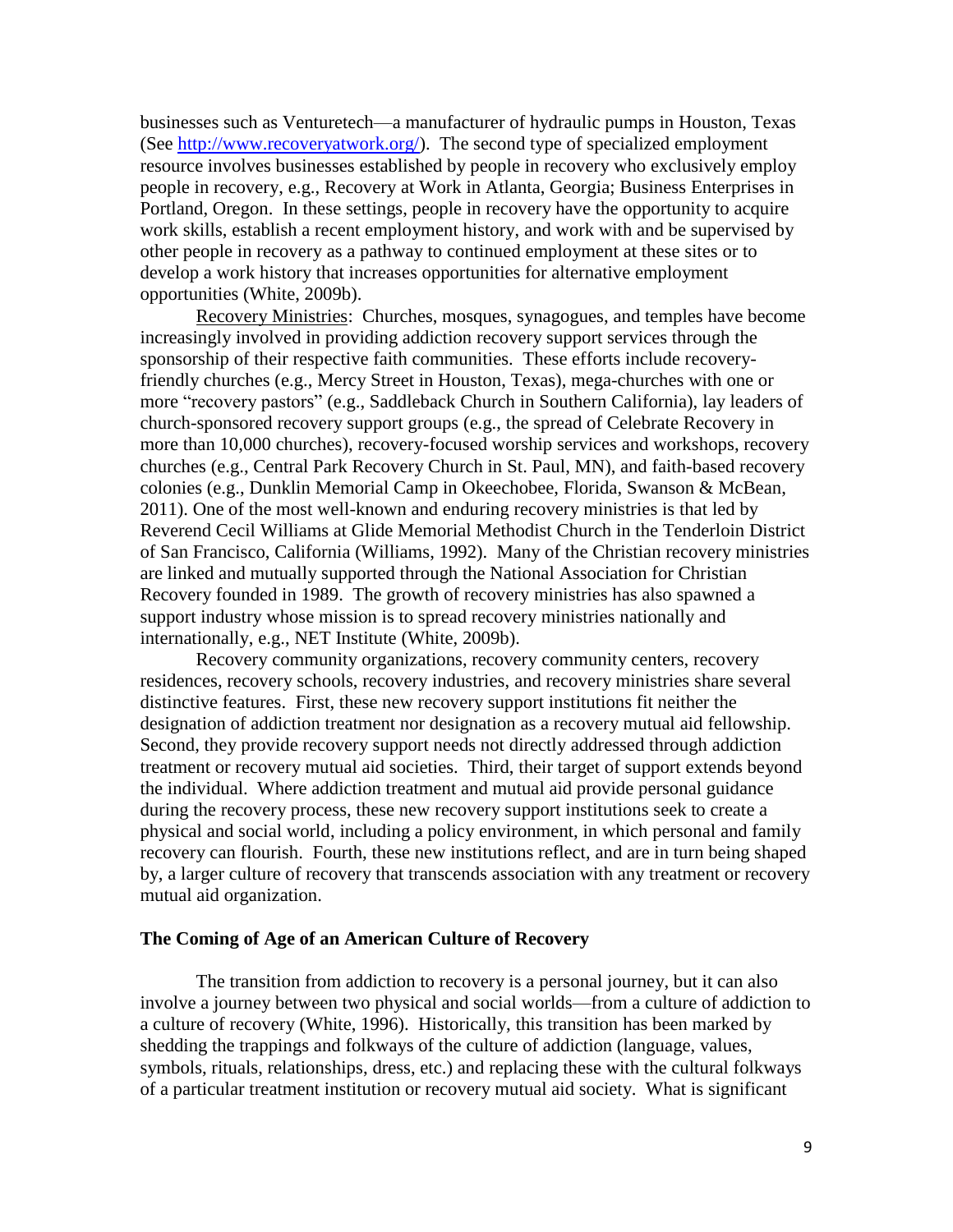businesses such as Venturetech—a manufacturer of hydraulic pumps in Houston, Texas (See [http://www.recoveryatwork.org/](http://www.recoveryatwork.org/)). The second type of specialized employment resource involves businesses established by people in recovery who exclusively employ people in recovery, e.g., Recovery at Work in Atlanta, Georgia; Business Enterprises in Portland, Oregon. In these settings, people in recovery have the opportunity to acquire work skills, establish a recent employment history, and work with and be supervised by other people in recovery as a pathway to continued employment at these sites or to develop a work history that increases opportunities for alternative employment opportunities (White, 2009b).

Recovery Ministries: Churches, mosques, synagogues, and temples have become increasingly involved in providing addiction recovery support services through the sponsorship of their respective faith communities. These efforts include recovery-friendly churches (e.g., Mercy Street in Houston, Texas), mega-churches with one or more "recovery pastors" (e.g., Saddleback Church in Southern California), lay leaders of church-sponsored recovery support groups (e.g., the spread of Celebrate Recovery in more than 10,000 churches), recovery-focused worship services and workshops, recovery churches (e.g., Central Park Recovery Church in St. Paul, MN), and faith-based recovery colonies (e.g., Dunklin Memorial Camp in Okeechobee, Florida, Swanson & McBean, 2011). One of the most well-known and enduring recovery ministries is that led by Reverend Cecil Williams at Glide Memorial Methodist Church in the Tenderloin District of San Francisco, California (Williams, 1992). Many of the Christian recovery ministries are linked and mutually supported through the National Association for Christian Recovery founded in 1989. The growth of recovery ministries has also spawned a support industry whose mission is to spread recovery ministries nationally and internationally, e.g., NET Institute (White, 2009b).

Recovery community organizations, recovery community centers, recovery residences, recovery schools, recovery industries, and recovery ministries share several distinctive features. First, these new recovery support institutions fit neither the designation of addiction treatment nor designation as a recovery mutual aid fellowship. Second, they provide recovery support needs not directly addressed through addiction treatment or recovery mutual aid societies. Third, their target of support extends beyond the individual. Where addiction treatment and mutual aid provide personal guidance during the recovery process, these new recovery support institutions seek to create a physical and social world, including a policy environment, in which personal and family recovery can flourish. Fourth, these new institutions reflect, and are in turn being shaped by, a larger culture of recovery that transcends association with any treatment or recovery mutual aid organization.

## The Coming of Age of an American Culture of Recovery

The transition from addiction to recovery is a personal journey, but it can also involve a journey between two physical and social worlds—from a culture of addiction to a culture of recovery (White, 1996). Historically, this transition has been marked by shedding the trappings and folkways of the culture of addiction (language, values, symbols, rituals, relationships, dress, etc.) and replacing these with the cultural folkways of a particular treatment institution or recovery mutual aid society. What is significant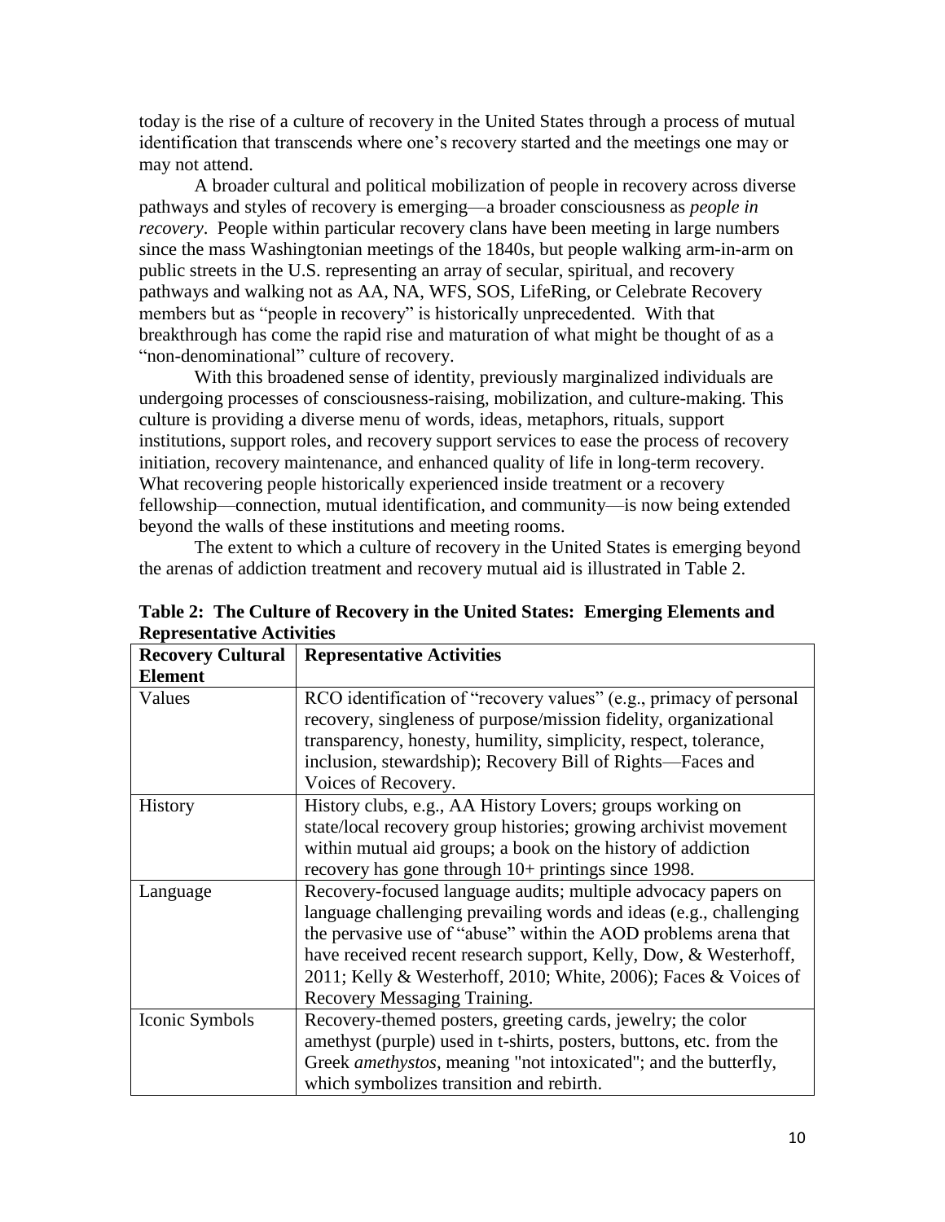today is the rise of a culture of recovery in the United States through a process of mutual identification that transcends where one's recovery started and the meetings one may or may not attend.

A broader cultural and political mobilization of people in recovery across diverse pathways and styles of recovery is emerging—a broader consciousness as *people in recovery*. People within particular recovery clans have been meeting in large numbers since the mass Washingtonian meetings of the 1840s, but people walking arm-in-arm on public streets in the U.S. representing an array of secular, spiritual, and recovery pathways and walking not as AA, NA, WFS, SOS, LifeRing, or Celebrate Recovery members but as "people in recovery" is historically unprecedented. With that breakthrough has come the rapid rise and maturation of what might be thought of as a "non-denominational" culture of recovery.

With this broadened sense of identity, previously marginalized individuals are undergoing processes of consciousness-raising, mobilization, and culture-making. This culture is providing a diverse menu of words, ideas, metaphors, rituals, support institutions, support roles, and recovery support services to ease the process of recovery initiation, recovery maintenance, and enhanced quality of life in long-term recovery. What recovering people historically experienced inside treatment or a recovery fellowship—connection, mutual identification, and community—is now being extended beyond the walls of these institutions and meeting rooms.

The extent to which a culture of recovery in the United States is emerging beyond the arenas of addiction treatment and recovery mutual aid is illustrated in Table 2.

**Table 2: The Culture of Recovery in the United States: Emerging Elements and Representative Activities**

| Recovery Cultural Element | Representative Activities |
|---|---|
| Values | RCO identification of "recovery values" (e.g., primacy of personal recovery, singleness of purpose/mission fidelity, organizational transparency, honesty, humility, simplicity, respect, tolerance, inclusion, stewardship); Recovery Bill of Rights—Faces and Voices of Recovery. |
| History | History clubs, e.g., AA History Lovers; groups working on state/local recovery group histories; growing archivist movement within mutual aid groups; a book on the history of addiction recovery has gone through 10+ printings since 1998. |
| Language | Recovery-focused language audits; multiple advocacy papers on language challenging prevailing words and ideas (e.g., challenging the pervasive use of "abuse" within the AOD problems arena that have received recent research support, Kelly, Dow, & Westerhoff, 2011; Kelly & Westerhoff, 2010; White, 2006); Faces & Voices of Recovery Messaging Training. |
| Iconic Symbols | Recovery-themed posters, greeting cards, jewelry; the color amethyst (purple) used in t-shirts, posters, buttons, etc. from the Greek *amethystos*, meaning "not intoxicated"; and the butterfly, which symbolizes transition and rebirth. |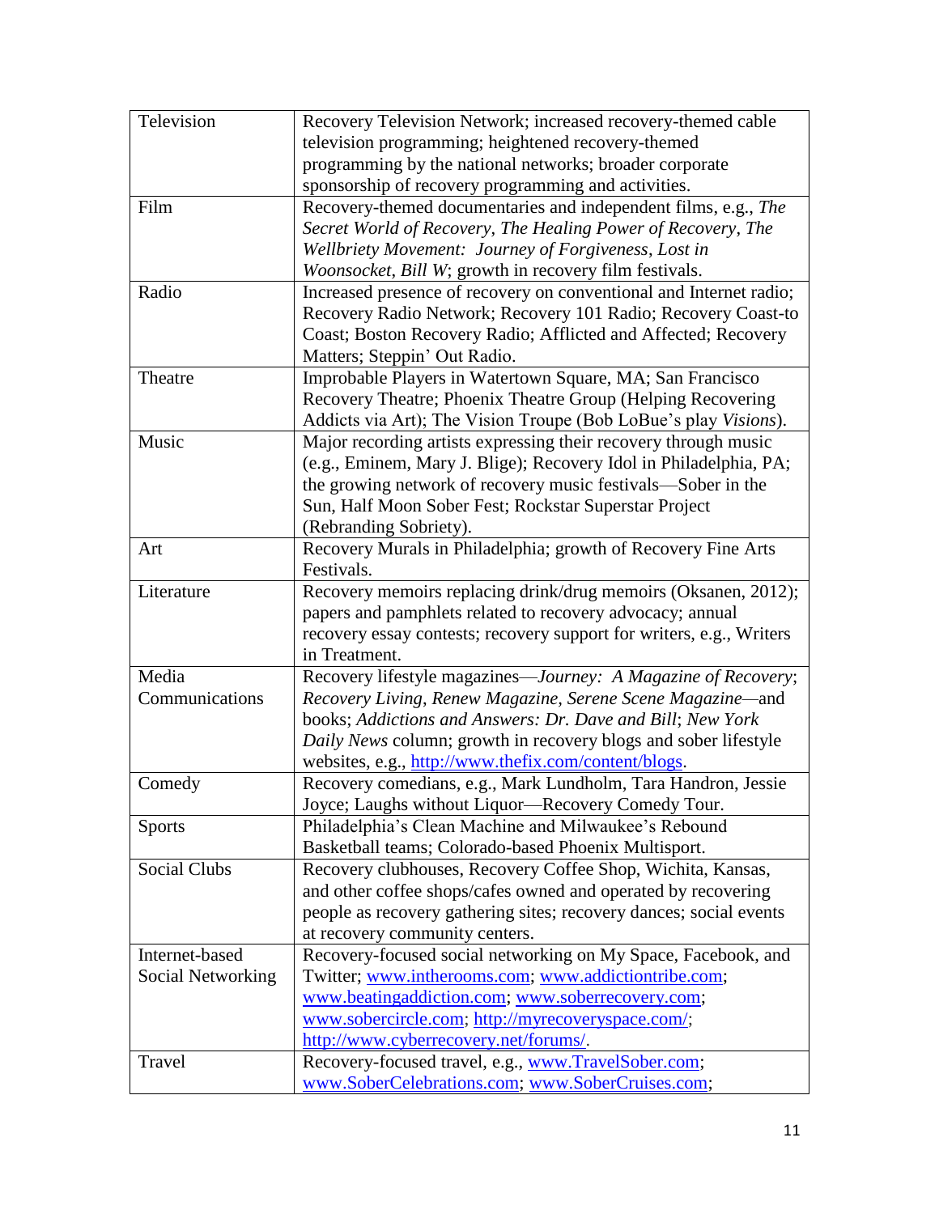| Television | Recovery Television Network; increased recovery-themed cable television programming; heightened recovery-themed programming by the national networks; broader corporate sponsorship of recovery programming and activities. |
|---|---|
| Film | Recovery-themed documentaries and independent films, e.g., *The Secret World of Recovery*, *The Healing Power of Recovery*, *The Wellbriety Movement: Journey of Forgiveness*, *Lost in Woonsocket*, *Bill W*; growth in recovery film festivals. |
| Radio | Increased presence of recovery on conventional and Internet radio; Recovery Radio Network; Recovery 101 Radio; Recovery Coast-to Coast; Boston Recovery Radio; Afflicted and Affected; Recovery Matters; Steppin' Out Radio. |
| Theatre | Improbable Players in Watertown Square, MA; San Francisco Recovery Theatre; Phoenix Theatre Group (Helping Recovering Addicts via Art); The Vision Troupe (Bob LoBue's play *Visions*). |
| Music | Major recording artists expressing their recovery through music (e.g., Eminem, Mary J. Blige); Recovery Idol in Philadelphia, PA; the growing network of recovery music festivals—Sober in the Sun, Half Moon Sober Fest; Rockstar Superstar Project (Rebranding Sobriety). |
| Art | Recovery Murals in Philadelphia; growth of Recovery Fine Arts Festivals. |
| Literature | Recovery memoirs replacing drink/drug memoirs (Oksanen, 2012); papers and pamphlets related to recovery advocacy; annual recovery essay contests; recovery support for writers, e.g., Writers in Treatment. |
| Media Communications | Recovery lifestyle magazines—*Journey: A Magazine of Recovery*; *Recovery Living*, *Renew Magazine*, *Serene Scene Magazine*—and books; *Addictions and Answers: Dr. Dave and Bill*; *New York Daily News* column; growth in recovery blogs and sober lifestyle websites, e.g., http://www.thefix.com/content/blogs. |
| Comedy | Recovery comedians, e.g., Mark Lundholm, Tara Handron, Jessie Joyce; Laughs without Liquor—Recovery Comedy Tour. |
| Sports | Philadelphia's Clean Machine and Milwaukee's Rebound Basketball teams; Colorado-based Phoenix Multisport. |
| Social Clubs | Recovery clubhouses, Recovery Coffee Shop, Wichita, Kansas, and other coffee shops/cafes owned and operated by recovering people as recovery gathering sites; recovery dances; social events at recovery community centers. |
| Internet-based Social Networking | Recovery-focused social networking on My Space, Facebook, and Twitter; www.intherooms.com; www.addictiontribe.com; www.beatingaddiction.com; www.soberrecovery.com; www.sobercircle.com; http://myrecoveryspace.com/; http://www.cyberrecovery.net/forums/. |
| Travel | Recovery-focused travel, e.g., www.TravelSober.com; www.SoberCelebrations.com; www.SoberCruises.com; |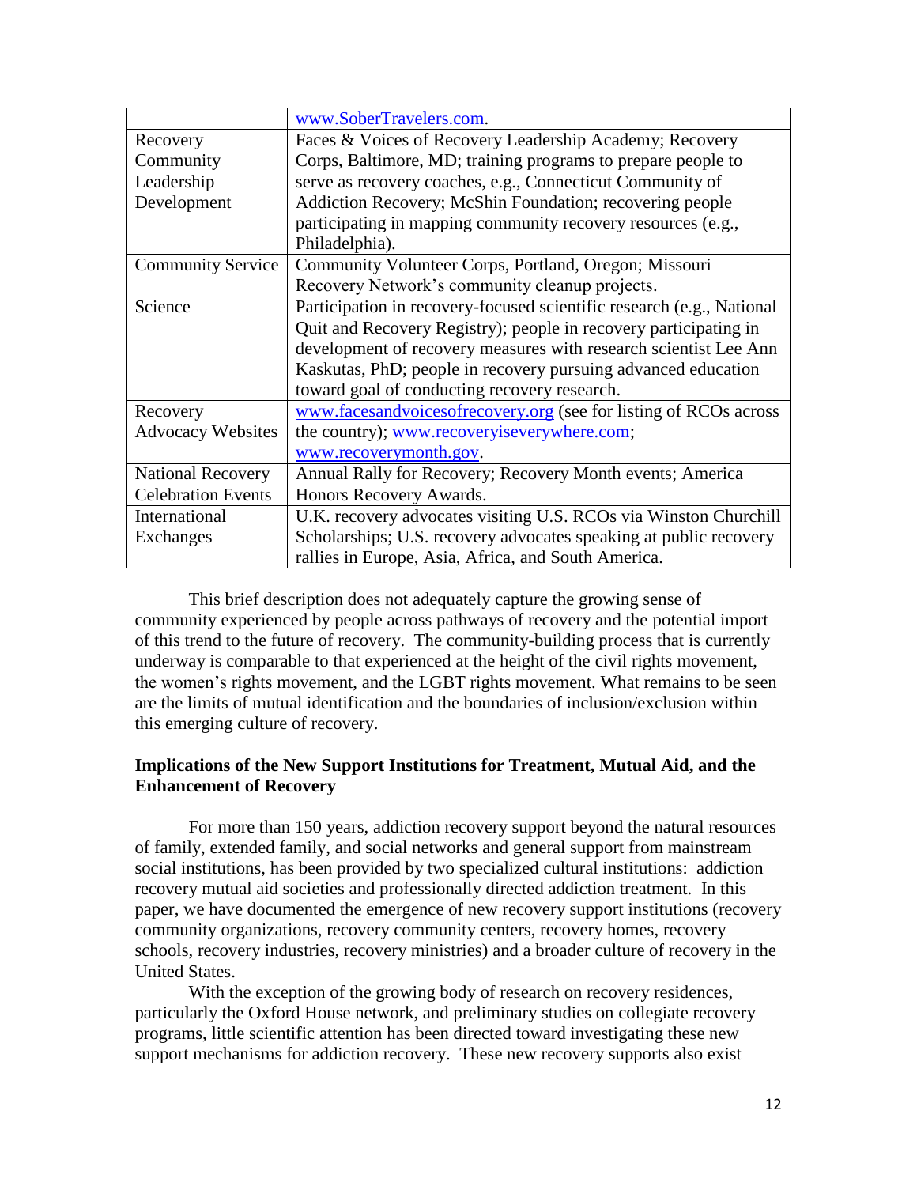| | |
|---|---|
| | www.SoberTravelers.com. |
| Recovery Community Leadership Development | Faces & Voices of Recovery Leadership Academy; Recovery Corps, Baltimore, MD; training programs to prepare people to serve as recovery coaches, e.g., Connecticut Community of Addiction Recovery; McShin Foundation; recovering people participating in mapping community recovery resources (e.g., Philadelphia). |
| Community Service | Community Volunteer Corps, Portland, Oregon; Missouri Recovery Network's community cleanup projects. |
| Science | Participation in recovery-focused scientific research (e.g., National Quit and Recovery Registry); people in recovery participating in development of recovery measures with research scientist Lee Ann Kaskutas, PhD; people in recovery pursuing advanced education toward goal of conducting recovery research. |
| Recovery Advocacy Websites | www.facesandvoicesofrecovery.org (see for listing of RCOs across the country); www.recoveryiseverywhere.com; www.recoverymonth.gov. |
| National Recovery Celebration Events | Annual Rally for Recovery; Recovery Month events; America Honors Recovery Awards. |
| International Exchanges | U.K. recovery advocates visiting U.S. RCOs via Winston Churchill Scholarships; U.S. recovery advocates speaking at public recovery rallies in Europe, Asia, Africa, and South America. |

This brief description does not adequately capture the growing sense of community experienced by people across pathways of recovery and the potential import of this trend to the future of recovery. The community-building process that is currently underway is comparable to that experienced at the height of the civil rights movement, the women's rights movement, and the LGBT rights movement. What remains to be seen are the limits of mutual identification and the boundaries of inclusion/exclusion within this emerging culture of recovery.

**Implications of the New Support Institutions for Treatment, Mutual Aid, and the Enhancement of Recovery**

For more than 150 years, addiction recovery support beyond the natural resources of family, extended family, and social networks and general support from mainstream social institutions, has been provided by two specialized cultural institutions: addiction recovery mutual aid societies and professionally directed addiction treatment. In this paper, we have documented the emergence of new recovery support institutions (recovery community organizations, recovery community centers, recovery homes, recovery schools, recovery industries, recovery ministries) and a broader culture of recovery in the United States.

With the exception of the growing body of research on recovery residences, particularly the Oxford House network, and preliminary studies on collegiate recovery programs, little scientific attention has been directed toward investigating these new support mechanisms for addiction recovery. These new recovery supports also exist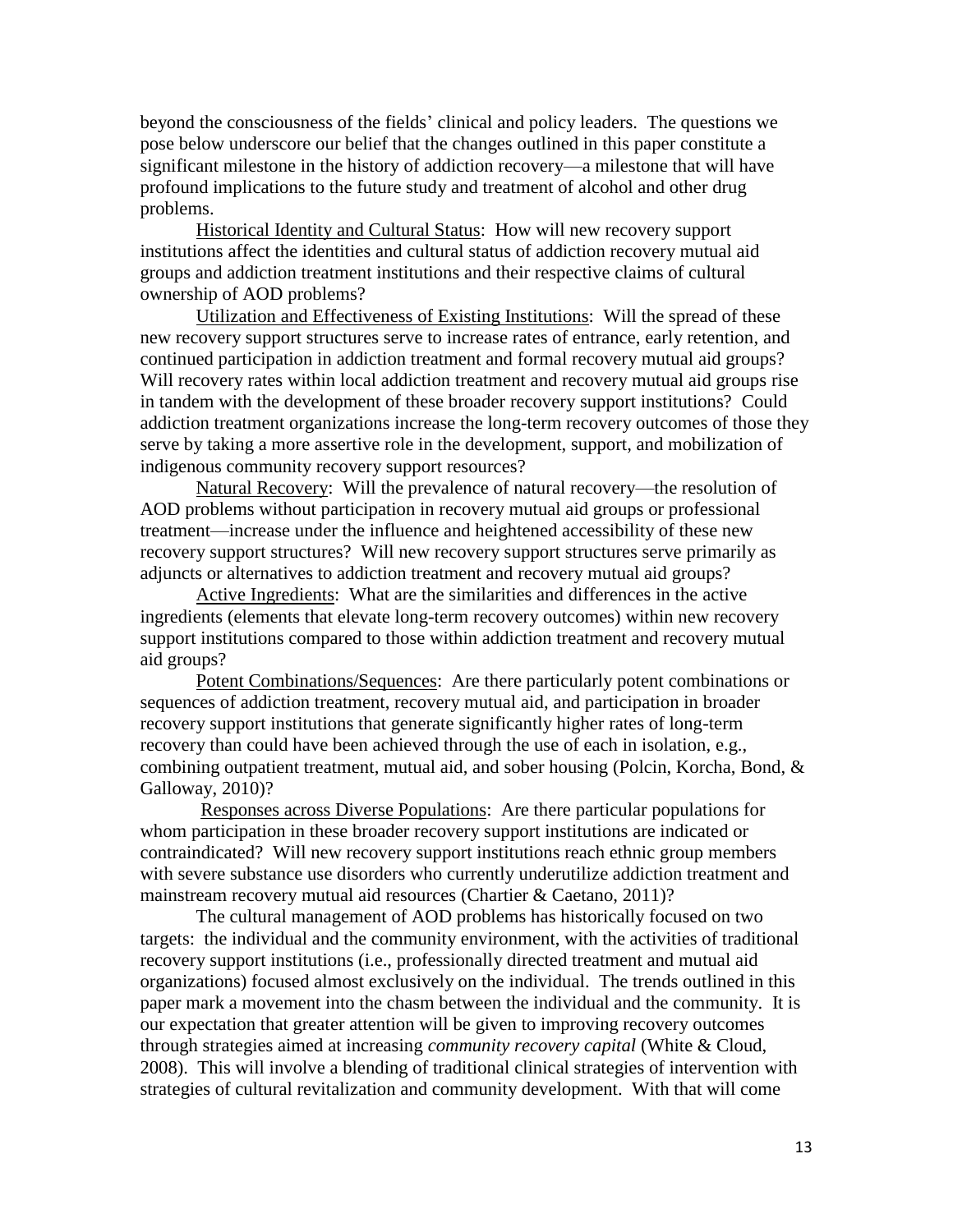beyond the consciousness of the fields' clinical and policy leaders. The questions we pose below underscore our belief that the changes outlined in this paper constitute a significant milestone in the history of addiction recovery—a milestone that will have profound implications to the future study and treatment of alcohol and other drug problems.

<u>Historical Identity and Cultural Status</u>: How will new recovery support institutions affect the identities and cultural status of addiction recovery mutual aid groups and addiction treatment institutions and their respective claims of cultural ownership of AOD problems?

<u>Utilization and Effectiveness of Existing Institutions</u>: Will the spread of these new recovery support structures serve to increase rates of entrance, early retention, and continued participation in addiction treatment and formal recovery mutual aid groups? Will recovery rates within local addiction treatment and recovery mutual aid groups rise in tandem with the development of these broader recovery support institutions? Could addiction treatment organizations increase the long-term recovery outcomes of those they serve by taking a more assertive role in the development, support, and mobilization of indigenous community recovery support resources?

<u>Natural Recovery</u>: Will the prevalence of natural recovery—the resolution of AOD problems without participation in recovery mutual aid groups or professional treatment—increase under the influence and heightened accessibility of these new recovery support structures? Will new recovery support structures serve primarily as adjuncts or alternatives to addiction treatment and recovery mutual aid groups?

<u>Active Ingredients</u>: What are the similarities and differences in the active ingredients (elements that elevate long-term recovery outcomes) within new recovery support institutions compared to those within addiction treatment and recovery mutual aid groups?

<u>Potent Combinations/Sequences</u>: Are there particularly potent combinations or sequences of addiction treatment, recovery mutual aid, and participation in broader recovery support institutions that generate significantly higher rates of long-term recovery than could have been achieved through the use of each in isolation, e.g., combining outpatient treatment, mutual aid, and sober housing (Polcin, Korcha, Bond, & Galloway, 2010)?

<u>Responses across Diverse Populations</u>: Are there particular populations for whom participation in these broader recovery support institutions are indicated or contraindicated? Will new recovery support institutions reach ethnic group members with severe substance use disorders who currently underutilize addiction treatment and mainstream recovery mutual aid resources (Chartier & Caetano, 2011)?

The cultural management of AOD problems has historically focused on two targets: the individual and the community environment, with the activities of traditional recovery support institutions (i.e., professionally directed treatment and mutual aid organizations) focused almost exclusively on the individual. The trends outlined in this paper mark a movement into the chasm between the individual and the community. It is our expectation that greater attention will be given to improving recovery outcomes through strategies aimed at increasing *community recovery capital* (White & Cloud, 2008). This will involve a blending of traditional clinical strategies of intervention with strategies of cultural revitalization and community development. With that will come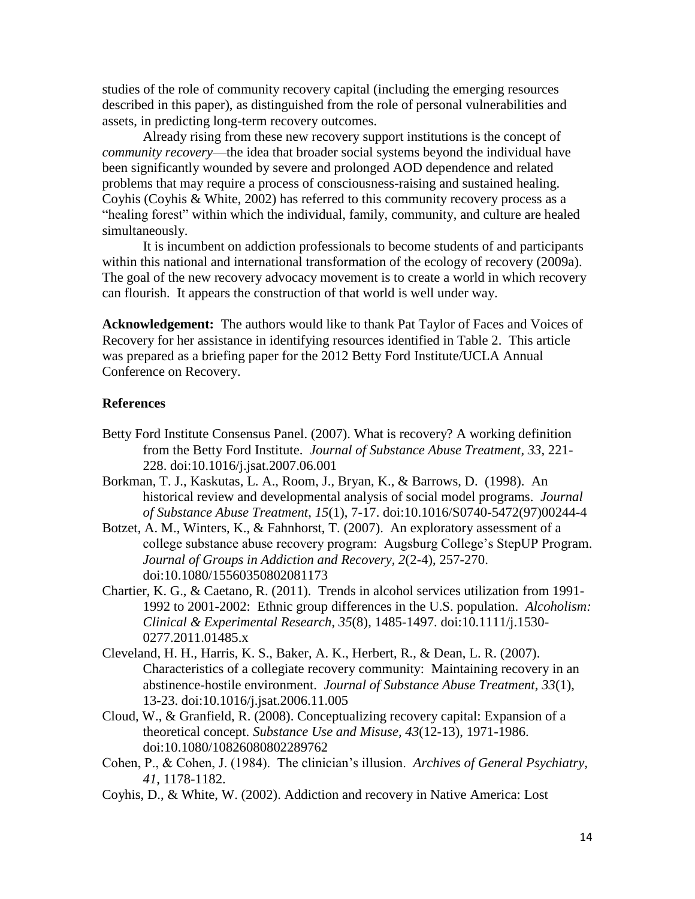studies of the role of community recovery capital (including the emerging resources described in this paper), as distinguished from the role of personal vulnerabilities and assets, in predicting long-term recovery outcomes.

Already rising from these new recovery support institutions is the concept of *community recovery*—the idea that broader social systems beyond the individual have been significantly wounded by severe and prolonged AOD dependence and related problems that may require a process of consciousness-raising and sustained healing. Coyhis (Coyhis & White, 2002) has referred to this community recovery process as a "healing forest" within which the individual, family, community, and culture are healed simultaneously.

It is incumbent on addiction professionals to become students of and participants within this national and international transformation of the ecology of recovery (2009a). The goal of the new recovery advocacy movement is to create a world in which recovery can flourish. It appears the construction of that world is well under way.

**Acknowledgement:** The authors would like to thank Pat Taylor of Faces and Voices of Recovery for her assistance in identifying resources identified in Table 2. This article was prepared as a briefing paper for the 2012 Betty Ford Institute/UCLA Annual Conference on Recovery.

## References

Betty Ford Institute Consensus Panel. (2007). What is recovery? A working definition from the Betty Ford Institute. *Journal of Substance Abuse Treatment*, *33*, 221-228. doi:10.1016/j.jsat.2007.06.001

Borkman, T. J., Kaskutas, L. A., Room, J., Bryan, K., & Barrows, D. (1998). An historical review and developmental analysis of social model programs. *Journal of Substance Abuse Treatment*, *15*(1), 7-17. doi:10.1016/S0740-5472(97)00244-4

Botzet, A. M., Winters, K., & Fahnhorst, T. (2007). An exploratory assessment of a college substance abuse recovery program: Augsburg College's StepUP Program. *Journal of Groups in Addiction and Recovery*, *2*(2-4), 257-270. doi:10.1080/15560350802081173

Chartier, K. G., & Caetano, R. (2011). Trends in alcohol services utilization from 1991-1992 to 2001-2002: Ethnic group differences in the U.S. population. *Alcoholism: Clinical & Experimental Research*, *35*(8), 1485-1497. doi:10.1111/j.1530-0277.2011.01485.x

Cleveland, H. H., Harris, K. S., Baker, A. K., Herbert, R., & Dean, L. R. (2007). Characteristics of a collegiate recovery community: Maintaining recovery in an abstinence-hostile environment. *Journal of Substance Abuse Treatment*, *33*(1), 13-23. doi:10.1016/j.jsat.2006.11.005

Cloud, W., & Granfield, R. (2008). Conceptualizing recovery capital: Expansion of a theoretical concept. *Substance Use and Misuse, 43*(12-13), 1971-1986. doi:10.1080/10826080802289762

Cohen, P., & Cohen, J. (1984). The clinician's illusion. *Archives of General Psychiatry, 41*, 1178-1182.

Coyhis, D., & White, W. (2002). Addiction and recovery in Native America: Lost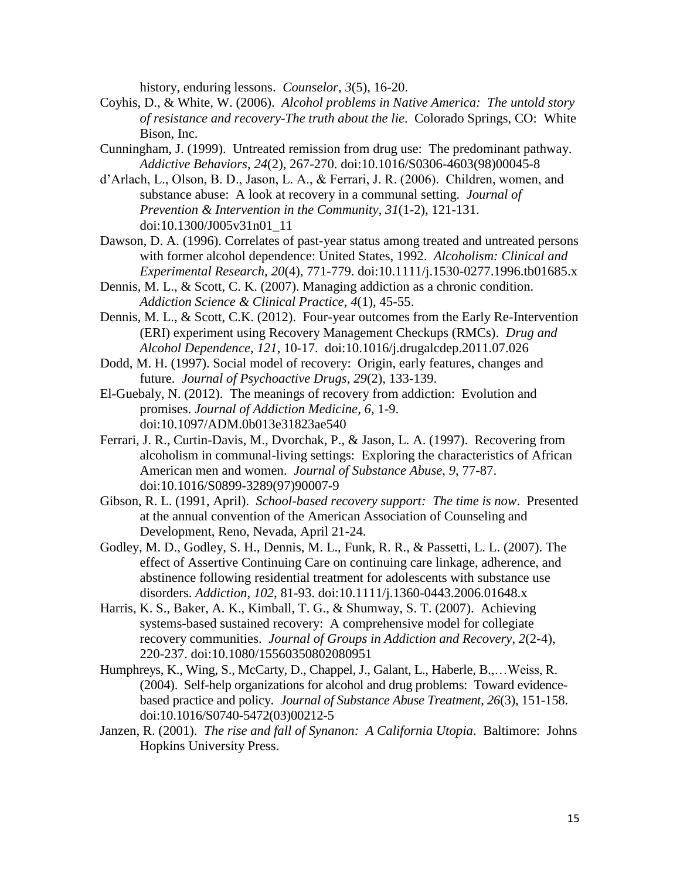history, enduring lessons. *Counselor*, *3*(5), 16-20.

Coyhis, D., & White, W. (2006). *Alcohol problems in Native America: The untold story of resistance and recovery-The truth about the lie*. Colorado Springs, CO: White Bison, Inc.

Cunningham, J. (1999). Untreated remission from drug use: The predominant pathway. *Addictive Behaviors*, *24*(2), 267-270. doi:10.1016/S0306-4603(98)00045-8

d'Arlach, L., Olson, B. D., Jason, L. A., & Ferrari, J. R. (2006). Children, women, and substance abuse: A look at recovery in a communal setting. *Journal of Prevention & Intervention in the Community*, *31*(1-2), 121-131. doi:10.1300/J005v31n01_11

Dawson, D. A. (1996). Correlates of past-year status among treated and untreated persons with former alcohol dependence: United States, 1992. *Alcoholism: Clinical and Experimental Research*, *20*(4), 771-779. doi:10.1111/j.1530-0277.1996.tb01685.x

Dennis, M. L., & Scott, C. K. (2007). Managing addiction as a chronic condition. *Addiction Science & Clinical Practice*, *4*(1), 45-55.

Dennis, M. L., & Scott, C.K. (2012). Four-year outcomes from the Early Re-Intervention (ERI) experiment using Recovery Management Checkups (RMCs). *Drug and Alcohol Dependence, 121*, 10-17. doi:10.1016/j.drugalcdep.2011.07.026

Dodd, M. H. (1997). Social model of recovery: Origin, early features, changes and future. *Journal of Psychoactive Drugs*, *29*(2), 133-139.

El-Guebaly, N. (2012). The meanings of recovery from addiction: Evolution and promises. *Journal of Addiction Medicine, 6*, 1-9. doi:10.1097/ADM.0b013e31823ae540

Ferrari, J. R., Curtin-Davis, M., Dvorchak, P., & Jason, L. A. (1997). Recovering from alcoholism in communal-living settings: Exploring the characteristics of African American men and women. *Journal of Substance Abuse*, *9*, 77-87. doi:10.1016/S0899-3289(97)90007-9

Gibson, R. L. (1991, April). *School-based recovery support: The time is now*. Presented at the annual convention of the American Association of Counseling and Development, Reno, Nevada, April 21-24.

Godley, M. D., Godley, S. H., Dennis, M. L., Funk, R. R., & Passetti, L. L. (2007). The effect of Assertive Continuing Care on continuing care linkage, adherence, and abstinence following residential treatment for adolescents with substance use disorders. *Addiction*, *102*, 81-93. doi:10.1111/j.1360-0443.2006.01648.x

Harris, K. S., Baker, A. K., Kimball, T. G., & Shumway, S. T. (2007). Achieving systems-based sustained recovery: A comprehensive model for collegiate recovery communities. *Journal of Groups in Addiction and Recovery*, *2*(2-4), 220-237. doi:10.1080/15560350802080951

Humphreys, K., Wing, S., McCarty, D., Chappel, J., Galant, L., Haberle, B.,…Weiss, R. (2004). Self-help organizations for alcohol and drug problems: Toward evidence-based practice and policy. *Journal of Substance Abuse Treatment*, *26*(3), 151-158. doi:10.1016/S0740-5472(03)00212-5

Janzen, R. (2001). *The rise and fall of Synanon: A California Utopia*. Baltimore: Johns Hopkins University Press.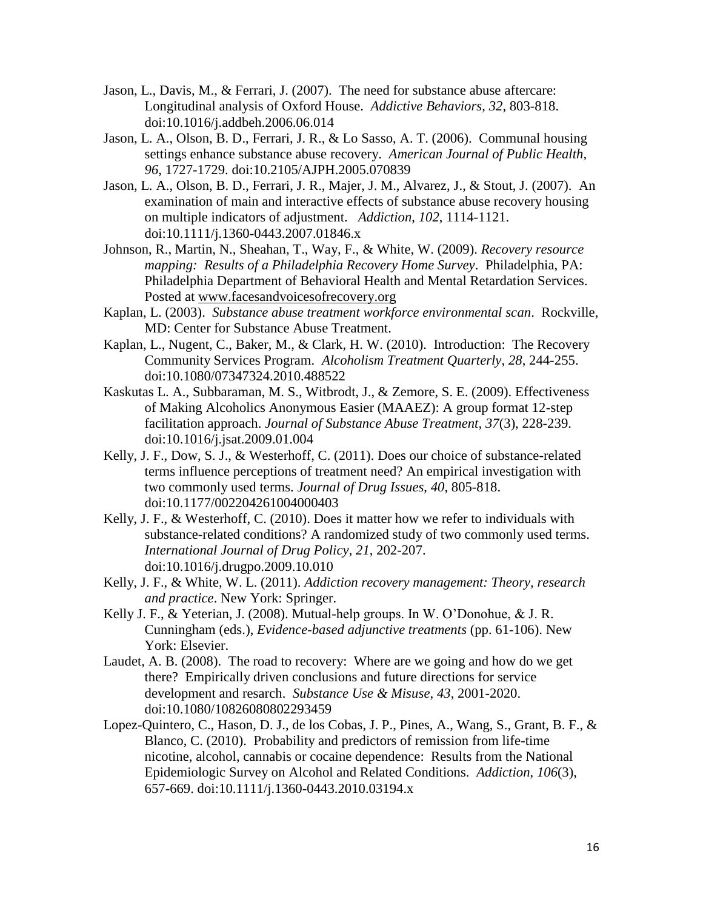Jason, L., Davis, M., & Ferrari, J. (2007). The need for substance abuse aftercare: Longitudinal analysis of Oxford House. *Addictive Behaviors*, *32*, 803-818. doi:10.1016/j.addbeh.2006.06.014

Jason, L. A., Olson, B. D., Ferrari, J. R., & Lo Sasso, A. T. (2006). Communal housing settings enhance substance abuse recovery. *American Journal of Public Health*, *96*, 1727-1729. doi:10.2105/AJPH.2005.070839

Jason, L. A., Olson, B. D., Ferrari, J. R., Majer, J. M., Alvarez, J., & Stout, J. (2007). An examination of main and interactive effects of substance abuse recovery housing on multiple indicators of adjustment. *Addiction*, *102*, 1114-1121. doi:10.1111/j.1360-0443.2007.01846.x

Johnson, R., Martin, N., Sheahan, T., Way, F., & White, W. (2009). *Recovery resource mapping: Results of a Philadelphia Recovery Home Survey*. Philadelphia, PA: Philadelphia Department of Behavioral Health and Mental Retardation Services. Posted at www.facesandvoicesofrecovery.org

Kaplan, L. (2003). *Substance abuse treatment workforce environmental scan*. Rockville, MD: Center for Substance Abuse Treatment.

Kaplan, L., Nugent, C., Baker, M., & Clark, H. W. (2010). Introduction: The Recovery Community Services Program. *Alcoholism Treatment Quarterly*, *28*, 244-255. doi:10.1080/07347324.2010.488522

Kaskutas L. A., Subbaraman, M. S., Witbrodt, J., & Zemore, S. E. (2009). Effectiveness of Making Alcoholics Anonymous Easier (MAAEZ): A group format 12-step facilitation approach. *Journal of Substance Abuse Treatment*, *37*(3), 228-239. doi:10.1016/j.jsat.2009.01.004

Kelly, J. F., Dow, S. J., & Westerhoff, C. (2011). Does our choice of substance-related terms influence perceptions of treatment need? An empirical investigation with two commonly used terms. *Journal of Drug Issues*, *40*, 805-818. doi:10.1177/002204261004000403

Kelly, J. F., & Westerhoff, C. (2010). Does it matter how we refer to individuals with substance-related conditions? A randomized study of two commonly used terms. *International Journal of Drug Policy*, *21*, 202-207. doi:10.1016/j.drugpo.2009.10.010

Kelly, J. F., & White, W. L. (2011). *Addiction recovery management: Theory, research and practice*. New York: Springer.

Kelly J. F., & Yeterian, J. (2008). Mutual-help groups. In W. O'Donohue, & J. R. Cunningham (eds.), *Evidence-based adjunctive treatments* (pp. 61-106). New York: Elsevier.

Laudet, A. B. (2008). The road to recovery: Where are we going and how do we get there? Empirically driven conclusions and future directions for service development and resarch. *Substance Use & Misuse*, *43*, 2001-2020. doi:10.1080/10826080802293459

Lopez-Quintero, C., Hason, D. J., de los Cobas, J. P., Pines, A., Wang, S., Grant, B. F., & Blanco, C. (2010). Probability and predictors of remission from life-time nicotine, alcohol, cannabis or cocaine dependence: Results from the National Epidemiologic Survey on Alcohol and Related Conditions. *Addiction*, *106*(3), 657-669. doi:10.1111/j.1360-0443.2010.03194.x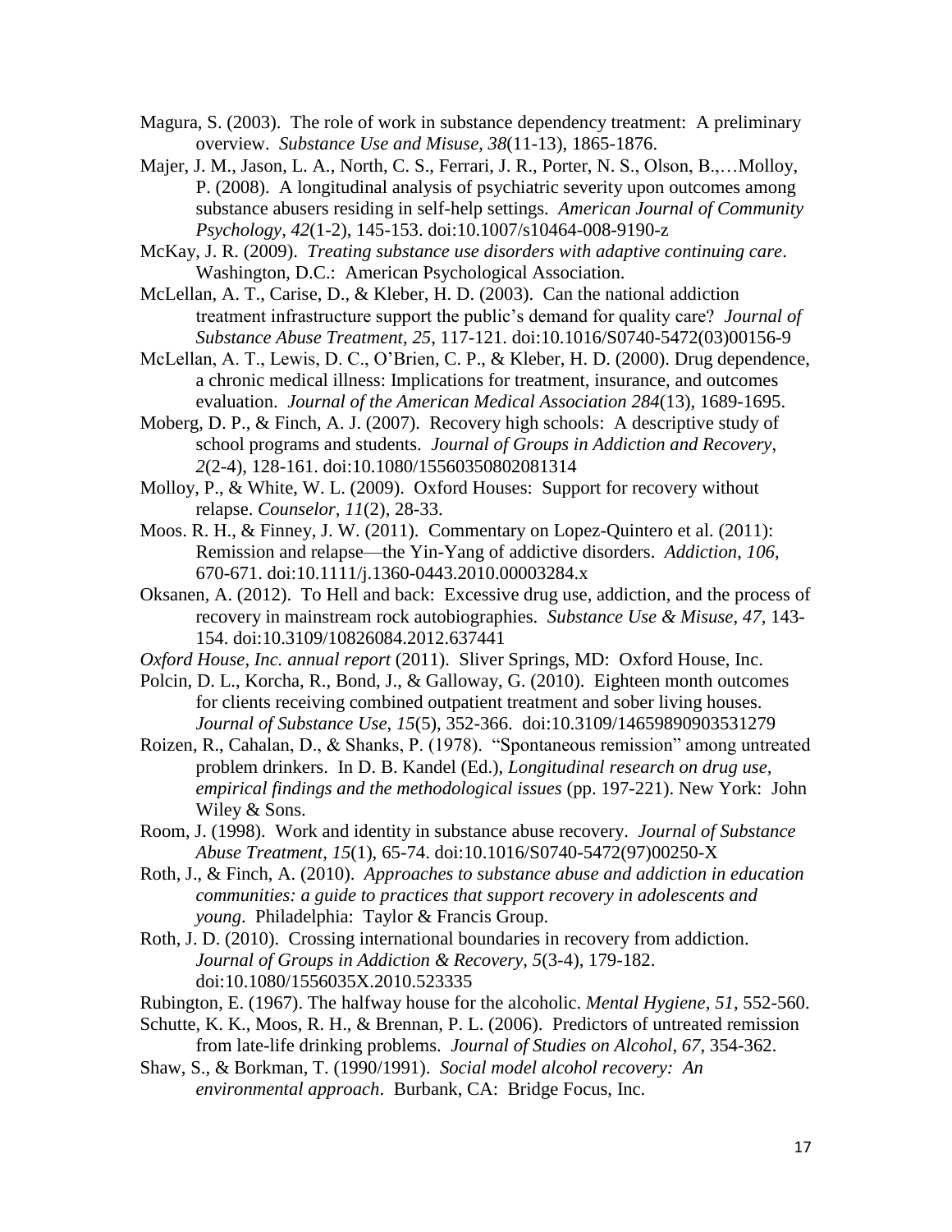Magura, S. (2003). The role of work in substance dependency treatment: A preliminary overview. *Substance Use and Misuse*, *38*(11-13), 1865-1876.

Majer, J. M., Jason, L. A., North, C. S., Ferrari, J. R., Porter, N. S., Olson, B.,…Molloy, P. (2008). A longitudinal analysis of psychiatric severity upon outcomes among substance abusers residing in self-help settings. *American Journal of Community Psychology, 42*(1-2), 145-153. doi:10.1007/s10464-008-9190-z

McKay, J. R. (2009). *Treating substance use disorders with adaptive continuing care*. Washington, D.C.: American Psychological Association.

McLellan, A. T., Carise, D., & Kleber, H. D. (2003). Can the national addiction treatment infrastructure support the public's demand for quality care? *Journal of Substance Abuse Treatment*, *25*, 117-121. doi:10.1016/S0740-5472(03)00156-9

McLellan, A. T., Lewis, D. C., O'Brien, C. P., & Kleber, H. D. (2000). Drug dependence, a chronic medical illness: Implications for treatment, insurance, and outcomes evaluation. *Journal of the American Medical Association 284*(13), 1689-1695.

Moberg, D. P., & Finch, A. J. (2007). Recovery high schools: A descriptive study of school programs and students. *Journal of Groups in Addiction and Recovery*, *2*(2-4), 128-161. doi:10.1080/15560350802081314

Molloy, P., & White, W. L. (2009). Oxford Houses: Support for recovery without relapse. *Counselor, 11*(2), 28-33.

Moos. R. H., & Finney, J. W. (2011). Commentary on Lopez-Quintero et al. (2011): Remission and relapse—the Yin-Yang of addictive disorders. *Addiction*, *106*, 670-671. doi:10.1111/j.1360-0443.2010.00003284.x

Oksanen, A. (2012). To Hell and back: Excessive drug use, addiction, and the process of recovery in mainstream rock autobiographies. *Substance Use & Misuse*, *47*, 143-154. doi:10.3109/10826084.2012.637441

*Oxford House*, *Inc. annual report* (2011). Sliver Springs, MD: Oxford House, Inc.

Polcin, D. L., Korcha, R., Bond, J., & Galloway, G. (2010). Eighteen month outcomes for clients receiving combined outpatient treatment and sober living houses. *Journal of Substance Use*, *15*(5), 352-366. doi:10.3109/14659890903531279

Roizen, R., Cahalan, D., & Shanks, P. (1978). "Spontaneous remission" among untreated problem drinkers. In D. B. Kandel (Ed.), *Longitudinal research on drug use, empirical findings and the methodological issues* (pp. 197-221). New York: John Wiley & Sons.

Room, J. (1998). Work and identity in substance abuse recovery. *Journal of Substance Abuse Treatment*, *15*(1), 65-74. doi:10.1016/S0740-5472(97)00250-X

Roth, J., & Finch, A. (2010). *Approaches to substance abuse and addiction in education communities: a guide to practices that support recovery in adolescents and young*. Philadelphia: Taylor & Francis Group.

Roth, J. D. (2010). Crossing international boundaries in recovery from addiction. *Journal of Groups in Addiction & Recovery, 5*(3-4), 179-182. doi:10.1080/1556035X.2010.523335

Rubington, E. (1967). The halfway house for the alcoholic. *Mental Hygiene*, *51*, 552-560.

Schutte, K. K., Moos, R. H., & Brennan, P. L. (2006). Predictors of untreated remission from late-life drinking problems. *Journal of Studies on Alcohol*, *67*, 354-362.

Shaw, S., & Borkman, T. (1990/1991). *Social model alcohol recovery: An environmental approach*. Burbank, CA: Bridge Focus, Inc.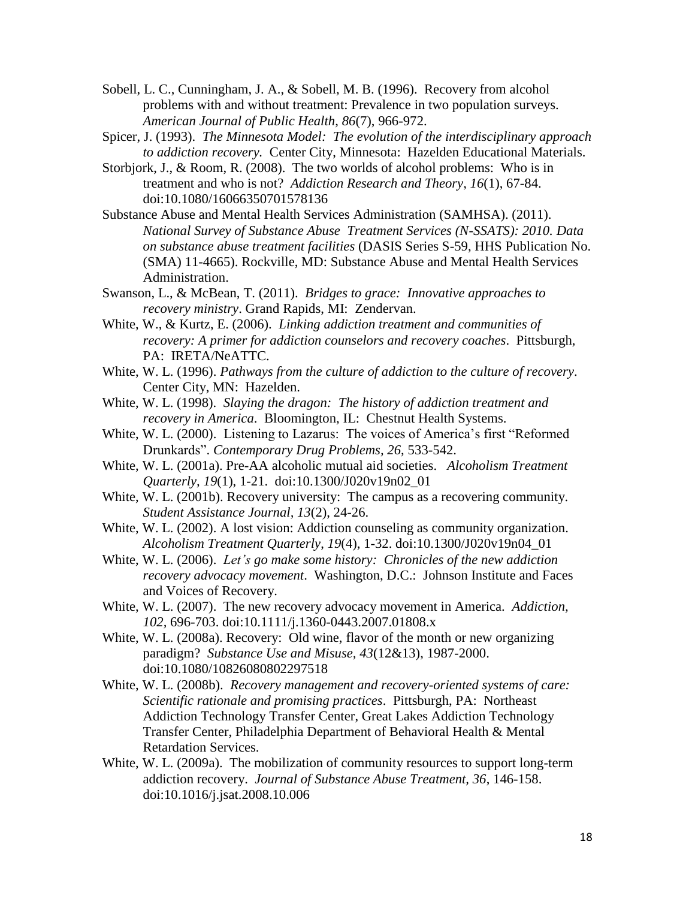Sobell, L. C., Cunningham, J. A., & Sobell, M. B. (1996). Recovery from alcohol problems with and without treatment: Prevalence in two population surveys. *American Journal of Public Health*, *86*(7), 966-972.

Spicer, J. (1993). *The Minnesota Model: The evolution of the interdisciplinary approach to addiction recovery.* Center City, Minnesota: Hazelden Educational Materials.

Storbjork, J., & Room, R. (2008). The two worlds of alcohol problems: Who is in treatment and who is not? *Addiction Research and Theory*, *16*(1), 67-84. doi:10.1080/16066350701578136

Substance Abuse and Mental Health Services Administration (SAMHSA). (2011). *National Survey of Substance Abuse Treatment Services (N-SSATS): 2010. Data on substance abuse treatment facilities* (DASIS Series S-59, HHS Publication No. (SMA) 11-4665). Rockville, MD: Substance Abuse and Mental Health Services Administration.

Swanson, L., & McBean, T. (2011). *Bridges to grace: Innovative approaches to recovery ministry*. Grand Rapids, MI: Zendervan.

White, W., & Kurtz, E. (2006). *Linking addiction treatment and communities of recovery: A primer for addiction counselors and recovery coaches*. Pittsburgh, PA: IRETA/NeATTC.

White, W. L. (1996). *Pathways from the culture of addiction to the culture of recovery*. Center City, MN: Hazelden.

White, W. L. (1998). *Slaying the dragon: The history of addiction treatment and recovery in America*. Bloomington, IL: Chestnut Health Systems.

White, W. L. (2000). Listening to Lazarus: The voices of America's first "Reformed Drunkards". *Contemporary Drug Problems, 26*, 533-542.

White, W. L. (2001a). Pre-AA alcoholic mutual aid societies. *Alcoholism Treatment Quarterly, 19*(1), 1-21. doi:10.1300/J020v19n02_01

White, W. L. (2001b). Recovery university: The campus as a recovering community. *Student Assistance Journal*, *13*(2), 24-26.

White, W. L. (2002). A lost vision: Addiction counseling as community organization. *Alcoholism Treatment Quarterly*, *19*(4), 1-32. doi:10.1300/J020v19n04_01

White, W. L. (2006). *Let's go make some history: Chronicles of the new addiction recovery advocacy movement*. Washington, D.C.: Johnson Institute and Faces and Voices of Recovery.

White, W. L. (2007). The new recovery advocacy movement in America. *Addiction, 102*, 696-703. doi:10.1111/j.1360-0443.2007.01808.x

White, W. L. (2008a). Recovery: Old wine, flavor of the month or new organizing paradigm? *Substance Use and Misuse, 43*(12&13), 1987-2000. doi:10.1080/10826080802297518

White, W. L. (2008b). *Recovery management and recovery-oriented systems of care: Scientific rationale and promising practices*. Pittsburgh, PA: Northeast Addiction Technology Transfer Center, Great Lakes Addiction Technology Transfer Center, Philadelphia Department of Behavioral Health & Mental Retardation Services.

White, W. L. (2009a). The mobilization of community resources to support long-term addiction recovery. *Journal of Substance Abuse Treatment, 36*, 146-158. doi:10.1016/j.jsat.2008.10.006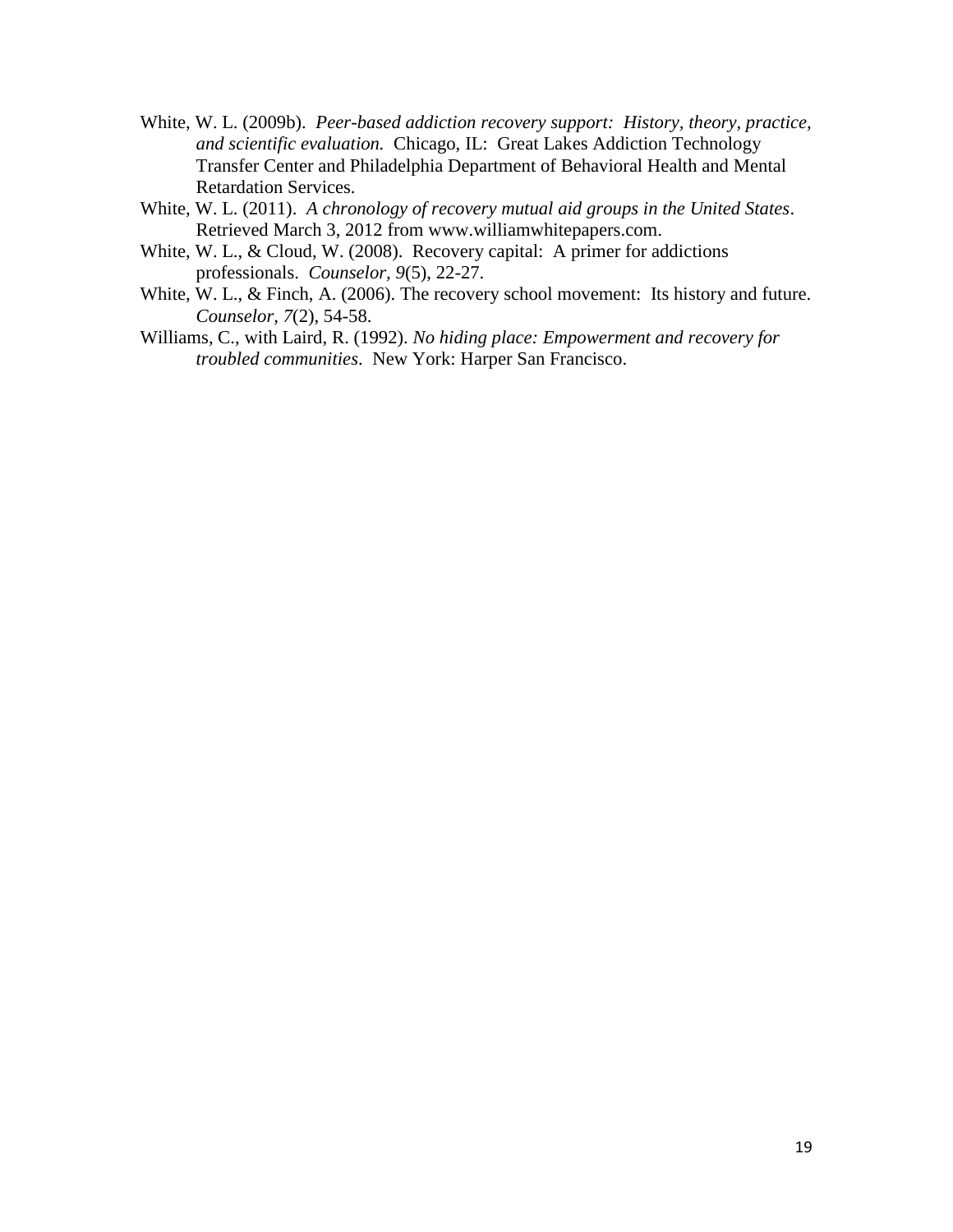White, W. L. (2009b). *Peer-based addiction recovery support: History, theory, practice, and scientific evaluation.* Chicago, IL: Great Lakes Addiction Technology Transfer Center and Philadelphia Department of Behavioral Health and Mental Retardation Services.

White, W. L. (2011). *A chronology of recovery mutual aid groups in the United States*. Retrieved March 3, 2012 from www.williamwhitepapers.com.

White, W. L., & Cloud, W. (2008). Recovery capital: A primer for addictions professionals. *Counselor, 9*(5), 22-27.

White, W. L., & Finch, A. (2006). The recovery school movement: Its history and future. *Counselor, 7*(2), 54-58.

Williams, C., with Laird, R. (1992). *No hiding place: Empowerment and recovery for troubled communities*. New York: Harper San Francisco.